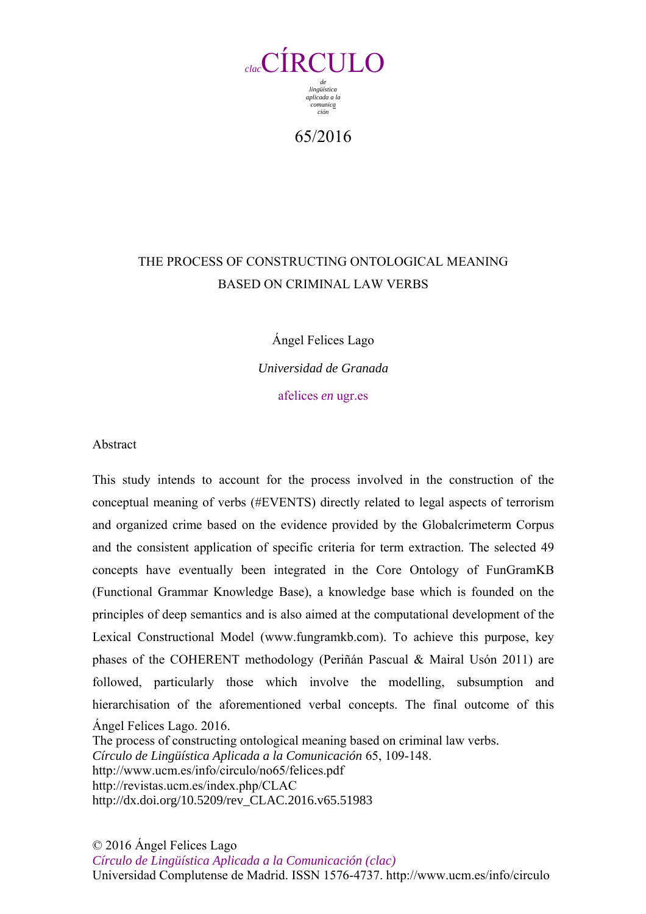clacCÍRCULO

de lingüística aplicada a la comunicación

65/2016

# THE PROCESS OF CONSTRUCTING ONTOLOGICAL MEANING BASED ON CRIMINAL LAW VERBS

Ángel Felices Lago

*Universidad de Granada*

afelices *en* ugr.es

## Abstract

This study intends to account for the process involved in the construction of the conceptual meaning of verbs (#EVENTS) directly related to legal aspects of terrorism and organized crime based on the evidence provided by the Globalcrimeterm Corpus and the consistent application of specific criteria for term extraction. The selected 49 concepts have eventually been integrated in the Core Ontology of FunGramKB (Functional Grammar Knowledge Base), a knowledge base which is founded on the principles of deep semantics and is also aimed at the computational development of the Lexical Constructional Model (www.fungramkb.com). To achieve this purpose, key phases of the COHERENT methodology (Periñán Pascual & Mairal Usón 2011) are followed, particularly those which involve the modelling, subsumption and hierarchisation of the aforementioned verbal concepts. The final outcome of this

Ángel Felices Lago. 2016.
The process of constructing ontological meaning based on criminal law verbs.
*Círculo de Lingüística Aplicada a la Comunicación* 65, 109-148.
http://www.ucm.es/info/circulo/no65/felices.pdf
http://revistas.ucm.es/index.php/CLAC
http://dx.doi.org/10.5209/rev_CLAC.2016.v65.51983

© 2016 Ángel Felices Lago
*Círculo de Lingüística Aplicada a la Comunicación (clac)*
Universidad Complutense de Madrid. ISSN 1576-4737. http://www.ucm.es/info/circulo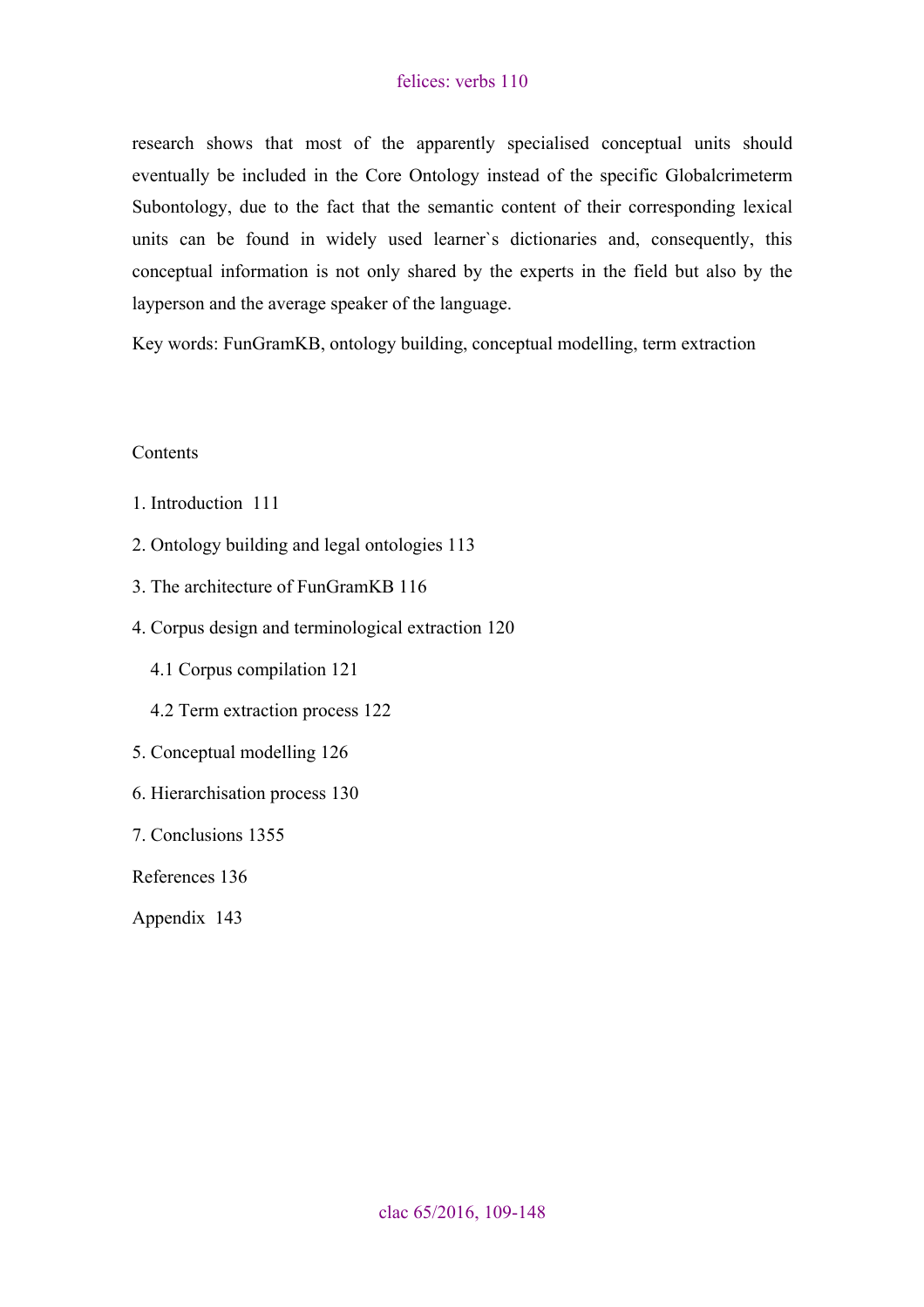research shows that most of the apparently specialised conceptual units should eventually be included in the Core Ontology instead of the specific Globalcrimeterm Subontology, due to the fact that the semantic content of their corresponding lexical units can be found in widely used learner`s dictionaries and, consequently, this conceptual information is not only shared by the experts in the field but also by the layperson and the average speaker of the language.

Key words: FunGramKB, ontology building, conceptual modelling, term extraction

Contents

1. Introduction 111
2. Ontology building and legal ontologies 113
3. The architecture of FunGramKB 116
4. Corpus design and terminological extraction 120
   - 4.1 Corpus compilation 121
   - 4.2 Term extraction process 122
5. Conceptual modelling 126
6. Hierarchisation process 130
7. Conclusions 1355

References 136

Appendix 143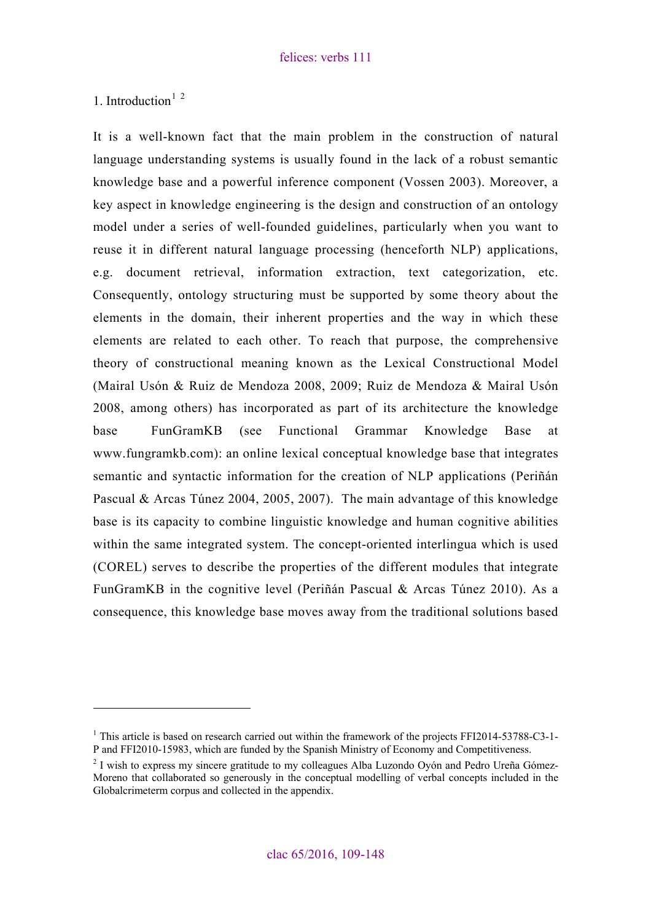# 1. Introduction[1] [2]

It is a well-known fact that the main problem in the construction of natural language understanding systems is usually found in the lack of a robust semantic knowledge base and a powerful inference component (Vossen 2003). Moreover, a key aspect in knowledge engineering is the design and construction of an ontology model under a series of well-founded guidelines, particularly when you want to reuse it in different natural language processing (henceforth NLP) applications, e.g. document retrieval, information extraction, text categorization, etc. Consequently, ontology structuring must be supported by some theory about the elements in the domain, their inherent properties and the way in which these elements are related to each other. To reach that purpose, the comprehensive theory of constructional meaning known as the Lexical Constructional Model (Mairal Usón & Ruiz de Mendoza 2008, 2009; Ruiz de Mendoza & Mairal Usón 2008, among others) has incorporated as part of its architecture the knowledge base FunGramKB (see Functional Grammar Knowledge Base at www.fungramkb.com): an online lexical conceptual knowledge base that integrates semantic and syntactic information for the creation of NLP applications (Periñán Pascual & Arcas Túnez 2004, 2005, 2007). The main advantage of this knowledge base is its capacity to combine linguistic knowledge and human cognitive abilities within the same integrated system. The concept-oriented interlingua which is used (COREL) serves to describe the properties of the different modules that integrate FunGramKB in the cognitive level (Periñán Pascual & Arcas Túnez 2010). As a consequence, this knowledge base moves away from the traditional solutions based

---

[1] This article is based on research carried out within the framework of the projects FFI2014-53788-C3-1-P and FFI2010-15983, which are funded by the Spanish Ministry of Economy and Competitiveness.

[2] I wish to express my sincere gratitude to my colleagues Alba Luzondo Oyón and Pedro Ureña Gómez-Moreno that collaborated so generously in the conceptual modelling of verbal concepts included in the Globalcrimeterm corpus and collected in the appendix.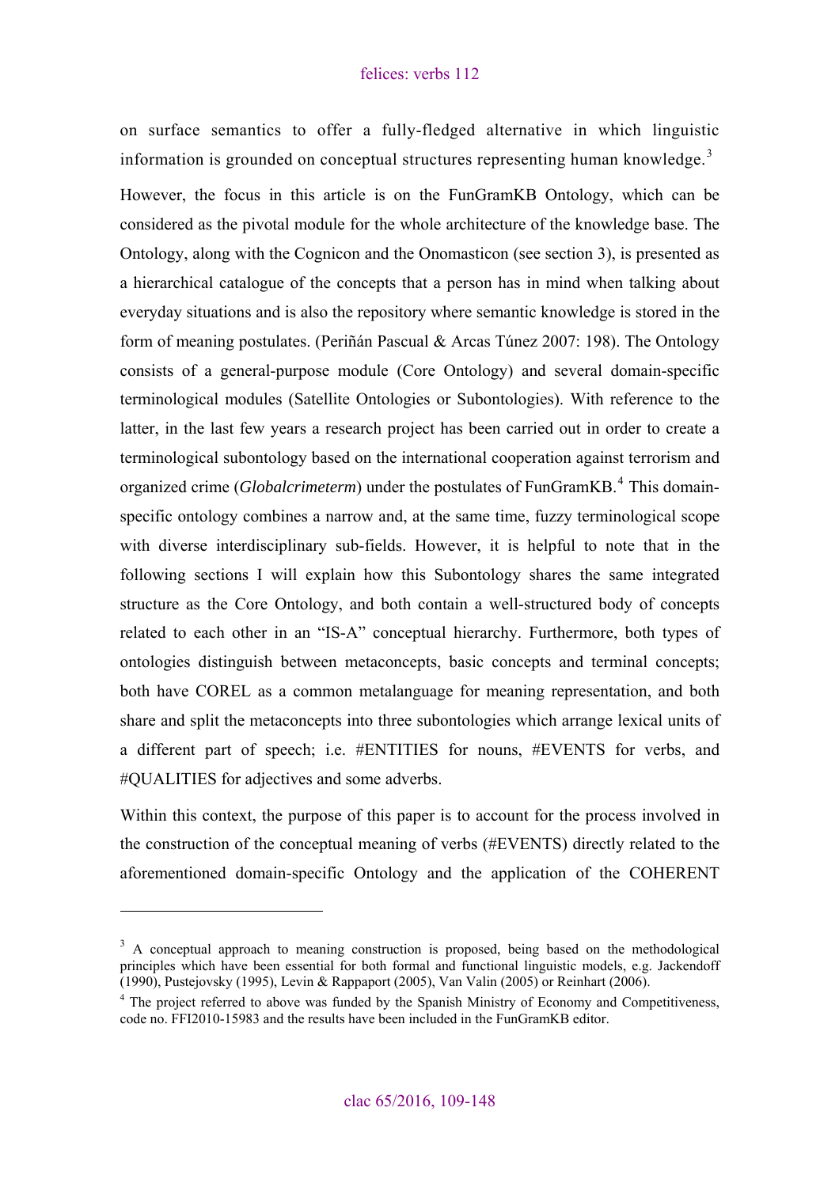on surface semantics to offer a fully-fledged alternative in which linguistic information is grounded on conceptual structures representing human knowledge.[3]

However, the focus in this article is on the FunGramKB Ontology, which can be considered as the pivotal module for the whole architecture of the knowledge base. The Ontology, along with the Cognicon and the Onomasticon (see section 3), is presented as a hierarchical catalogue of the concepts that a person has in mind when talking about everyday situations and is also the repository where semantic knowledge is stored in the form of meaning postulates. (Periñán Pascual & Arcas Túnez 2007: 198). The Ontology consists of a general-purpose module (Core Ontology) and several domain-specific terminological modules (Satellite Ontologies or Subontologies). With reference to the latter, in the last few years a research project has been carried out in order to create a terminological subontology based on the international cooperation against terrorism and organized crime (*Globalcrimeterm*) under the postulates of FunGramKB.[4] This domain-specific ontology combines a narrow and, at the same time, fuzzy terminological scope with diverse interdisciplinary sub-fields. However, it is helpful to note that in the following sections I will explain how this Subontology shares the same integrated structure as the Core Ontology, and both contain a well-structured body of concepts related to each other in an "IS-A" conceptual hierarchy. Furthermore, both types of ontologies distinguish between metaconcepts, basic concepts and terminal concepts; both have COREL as a common metalanguage for meaning representation, and both share and split the metaconcepts into three subontologies which arrange lexical units of a different part of speech; i.e. #ENTITIES for nouns, #EVENTS for verbs, and #QUALITIES for adjectives and some adverbs.

Within this context, the purpose of this paper is to account for the process involved in the construction of the conceptual meaning of verbs (#EVENTS) directly related to the aforementioned domain-specific Ontology and the application of the COHERENT

---

[3] A conceptual approach to meaning construction is proposed, being based on the methodological principles which have been essential for both formal and functional linguistic models, e.g. Jackendoff (1990), Pustejovsky (1995), Levin & Rappaport (2005), Van Valin (2005) or Reinhart (2006).

[4] The project referred to above was funded by the Spanish Ministry of Economy and Competitiveness, code no. FFI2010-15983 and the results have been included in the FunGramKB editor.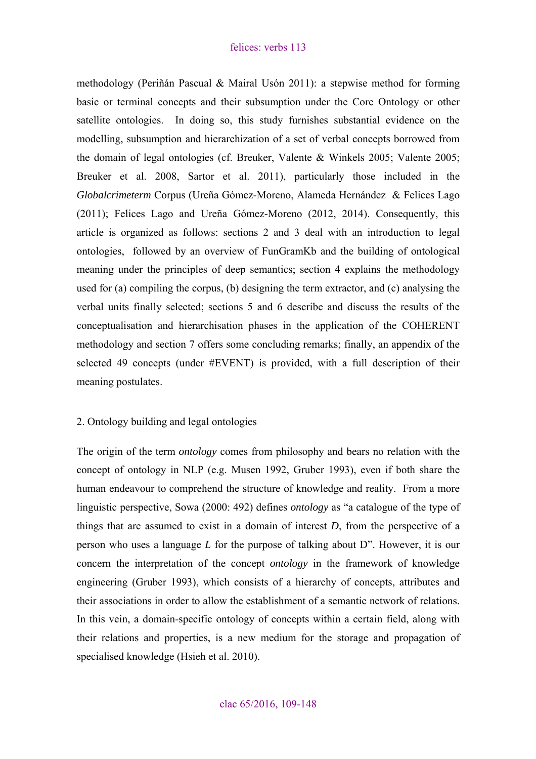methodology (Periñán Pascual & Mairal Usón 2011): a stepwise method for forming basic or terminal concepts and their subsumption under the Core Ontology or other satellite ontologies. In doing so, this study furnishes substantial evidence on the modelling, subsumption and hierarchization of a set of verbal concepts borrowed from the domain of legal ontologies (cf. Breuker, Valente & Winkels 2005; Valente 2005; Breuker et al. 2008, Sartor et al. 2011), particularly those included in the *Globalcrimeterm* Corpus (Ureña Gómez-Moreno, Alameda Hernández & Felices Lago (2011); Felices Lago and Ureña Gómez-Moreno (2012, 2014). Consequently, this article is organized as follows: sections 2 and 3 deal with an introduction to legal ontologies, followed by an overview of FunGramKb and the building of ontological meaning under the principles of deep semantics; section 4 explains the methodology used for (a) compiling the corpus, (b) designing the term extractor, and (c) analysing the verbal units finally selected; sections 5 and 6 describe and discuss the results of the conceptualisation and hierarchisation phases in the application of the COHERENT methodology and section 7 offers some concluding remarks; finally, an appendix of the selected 49 concepts (under #EVENT) is provided, with a full description of their meaning postulates.

## 2. Ontology building and legal ontologies

The origin of the term *ontology* comes from philosophy and bears no relation with the concept of ontology in NLP (e.g. Musen 1992, Gruber 1993), even if both share the human endeavour to comprehend the structure of knowledge and reality. From a more linguistic perspective, Sowa (2000: 492) defines *ontology* as "a catalogue of the type of things that are assumed to exist in a domain of interest *D*, from the perspective of a person who uses a language *L* for the purpose of talking about D". However, it is our concern the interpretation of the concept *ontology* in the framework of knowledge engineering (Gruber 1993), which consists of a hierarchy of concepts, attributes and their associations in order to allow the establishment of a semantic network of relations. In this vein, a domain-specific ontology of concepts within a certain field, along with their relations and properties, is a new medium for the storage and propagation of specialised knowledge (Hsieh et al. 2010).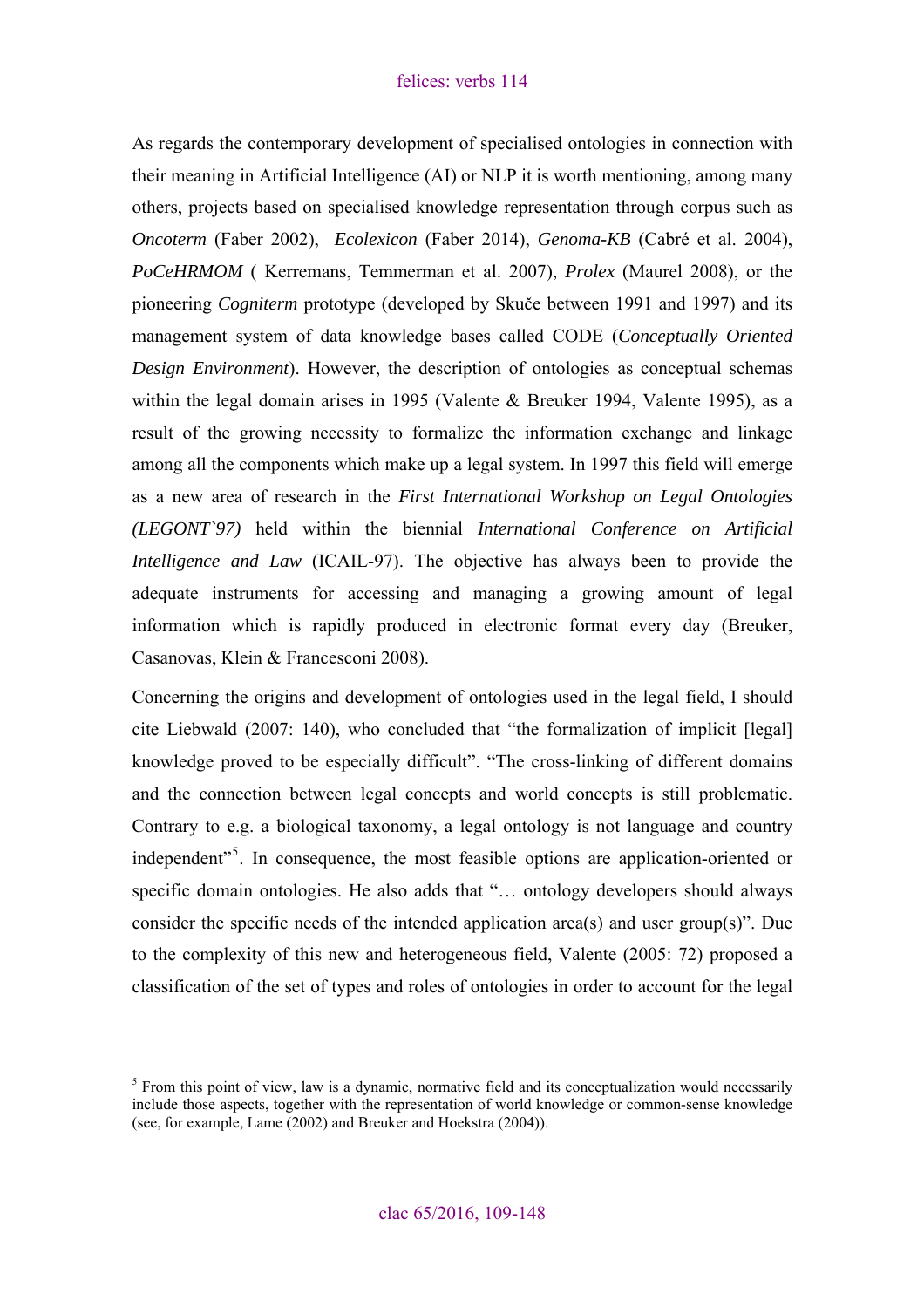As regards the contemporary development of specialised ontologies in connection with their meaning in Artificial Intelligence (AI) or NLP it is worth mentioning, among many others, projects based on specialised knowledge representation through corpus such as *Oncoterm* (Faber 2002), *Ecolexicon* (Faber 2014), *Genoma-KB* (Cabré et al. 2004), *PoCeHRMOM* ( Kerremans, Temmerman et al. 2007), *Prolex* (Maurel 2008), or the pioneering *Cogniterm* prototype (developed by Skuče between 1991 and 1997) and its management system of data knowledge bases called CODE (*Conceptually Oriented Design Environment*). However, the description of ontologies as conceptual schemas within the legal domain arises in 1995 (Valente & Breuker 1994, Valente 1995), as a result of the growing necessity to formalize the information exchange and linkage among all the components which make up a legal system. In 1997 this field will emerge as a new area of research in the *First International Workshop on Legal Ontologies (LEGONT`97)* held within the biennial *International Conference on Artificial Intelligence and Law* (ICAIL-97). The objective has always been to provide the adequate instruments for accessing and managing a growing amount of legal information which is rapidly produced in electronic format every day (Breuker, Casanovas, Klein & Francesconi 2008).

Concerning the origins and development of ontologies used in the legal field, I should cite Liebwald (2007: 140), who concluded that "the formalization of implicit [legal] knowledge proved to be especially difficult". "The cross-linking of different domains and the connection between legal concepts and world concepts is still problematic. Contrary to e.g. a biological taxonomy, a legal ontology is not language and country independent"[5]. In consequence, the most feasible options are application-oriented or specific domain ontologies. He also adds that "… ontology developers should always consider the specific needs of the intended application area(s) and user group(s)". Due to the complexity of this new and heterogeneous field, Valente (2005: 72) proposed a classification of the set of types and roles of ontologies in order to account for the legal

[5] From this point of view, law is a dynamic, normative field and its conceptualization would necessarily include those aspects, together with the representation of world knowledge or common-sense knowledge (see, for example, Lame (2002) and Breuker and Hoekstra (2004)).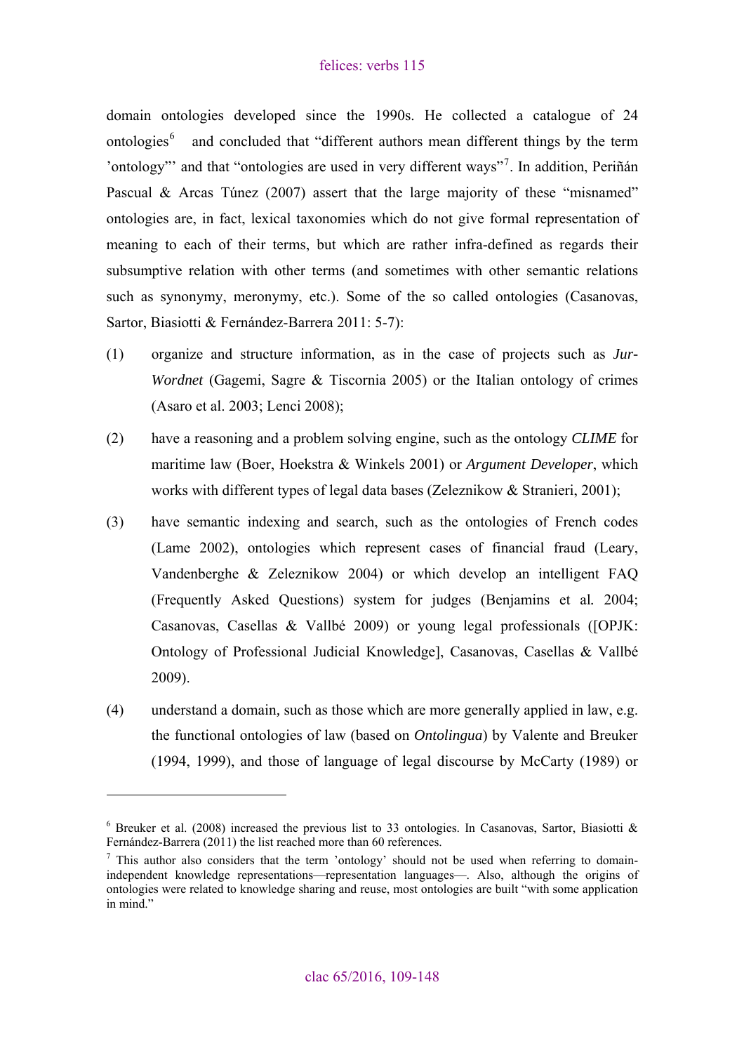domain ontologies developed since the 1990s. He collected a catalogue of 24 ontologies[6] and concluded that "different authors mean different things by the term 'ontology"' and that "ontologies are used in very different ways"[7]. In addition, Periñán Pascual & Arcas Túnez (2007) assert that the large majority of these "misnamed" ontologies are, in fact, lexical taxonomies which do not give formal representation of meaning to each of their terms, but which are rather infra-defined as regards their subsumptive relation with other terms (and sometimes with other semantic relations such as synonymy, meronymy, etc.). Some of the so called ontologies (Casanovas, Sartor, Biasiotti & Fernández-Barrera 2011: 5-7):

(1) organize and structure information, as in the case of projects such as *Jur-Wordnet* (Gagemi, Sagre & Tiscornia 2005) or the Italian ontology of crimes (Asaro et al. 2003; Lenci 2008);

(2) have a reasoning and a problem solving engine, such as the ontology *CLIME* for maritime law (Boer, Hoekstra & Winkels 2001) or *Argument Developer*, which works with different types of legal data bases (Zeleznikow & Stranieri, 2001);

(3) have semantic indexing and search, such as the ontologies of French codes (Lame 2002), ontologies which represent cases of financial fraud (Leary, Vandenberghe & Zeleznikow 2004) or which develop an intelligent FAQ (Frequently Asked Questions) system for judges (Benjamins et al. 2004; Casanovas, Casellas & Vallbé 2009) or young legal professionals ([OPJK: Ontology of Professional Judicial Knowledge], Casanovas, Casellas & Vallbé 2009).

(4) understand a domain, such as those which are more generally applied in law, e.g. the functional ontologies of law (based on *Ontolingua*) by Valente and Breuker (1994, 1999), and those of language of legal discourse by McCarty (1989) or

---

[6] Breuker et al. (2008) increased the previous list to 33 ontologies. In Casanovas, Sartor, Biasiotti & Fernández-Barrera (2011) the list reached more than 60 references.

[7] This author also considers that the term 'ontology' should not be used when referring to domain-independent knowledge representations—representation languages—. Also, although the origins of ontologies were related to knowledge sharing and reuse, most ontologies are built "with some application in mind."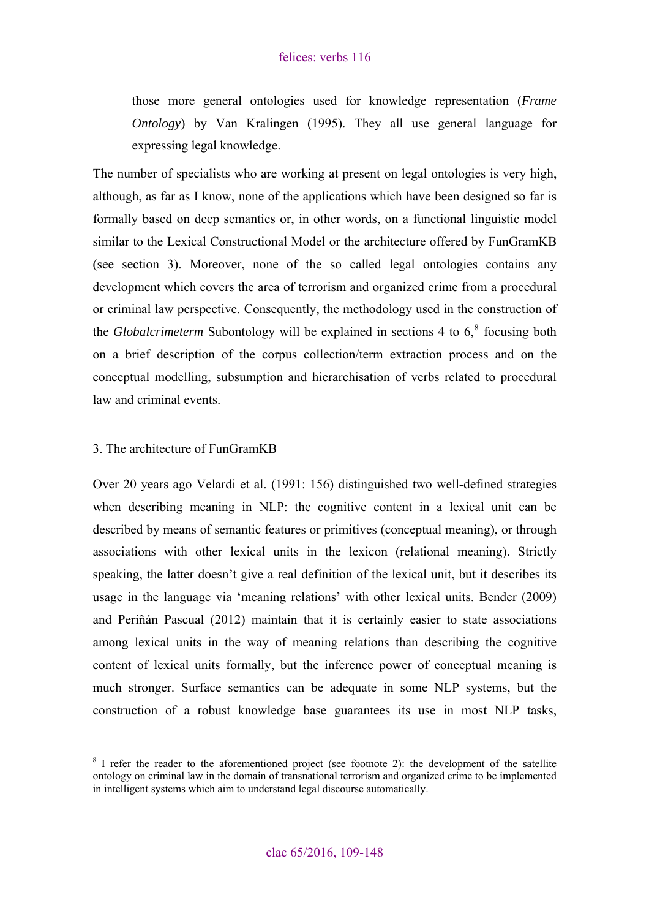those more general ontologies used for knowledge representation (*Frame Ontology*) by Van Kralingen (1995). They all use general language for expressing legal knowledge.

The number of specialists who are working at present on legal ontologies is very high, although, as far as I know, none of the applications which have been designed so far is formally based on deep semantics or, in other words, on a functional linguistic model similar to the Lexical Constructional Model or the architecture offered by FunGramKB (see section 3). Moreover, none of the so called legal ontologies contains any development which covers the area of terrorism and organized crime from a procedural or criminal law perspective. Consequently, the methodology used in the construction of the *Globalcrimeterm* Subontology will be explained in sections 4 to 6,[8] focusing both on a brief description of the corpus collection/term extraction process and on the conceptual modelling, subsumption and hierarchisation of verbs related to procedural law and criminal events.

## 3. The architecture of FunGramKB

Over 20 years ago Velardi et al. (1991: 156) distinguished two well-defined strategies when describing meaning in NLP: the cognitive content in a lexical unit can be described by means of semantic features or primitives (conceptual meaning), or through associations with other lexical units in the lexicon (relational meaning). Strictly speaking, the latter doesn't give a real definition of the lexical unit, but it describes its usage in the language via 'meaning relations' with other lexical units. Bender (2009) and Periñán Pascual (2012) maintain that it is certainly easier to state associations among lexical units in the way of meaning relations than describing the cognitive content of lexical units formally, but the inference power of conceptual meaning is much stronger. Surface semantics can be adequate in some NLP systems, but the construction of a robust knowledge base guarantees its use in most NLP tasks,

[8] I refer the reader to the aforementioned project (see footnote 2): the development of the satellite ontology on criminal law in the domain of transnational terrorism and organized crime to be implemented in intelligent systems which aim to understand legal discourse automatically.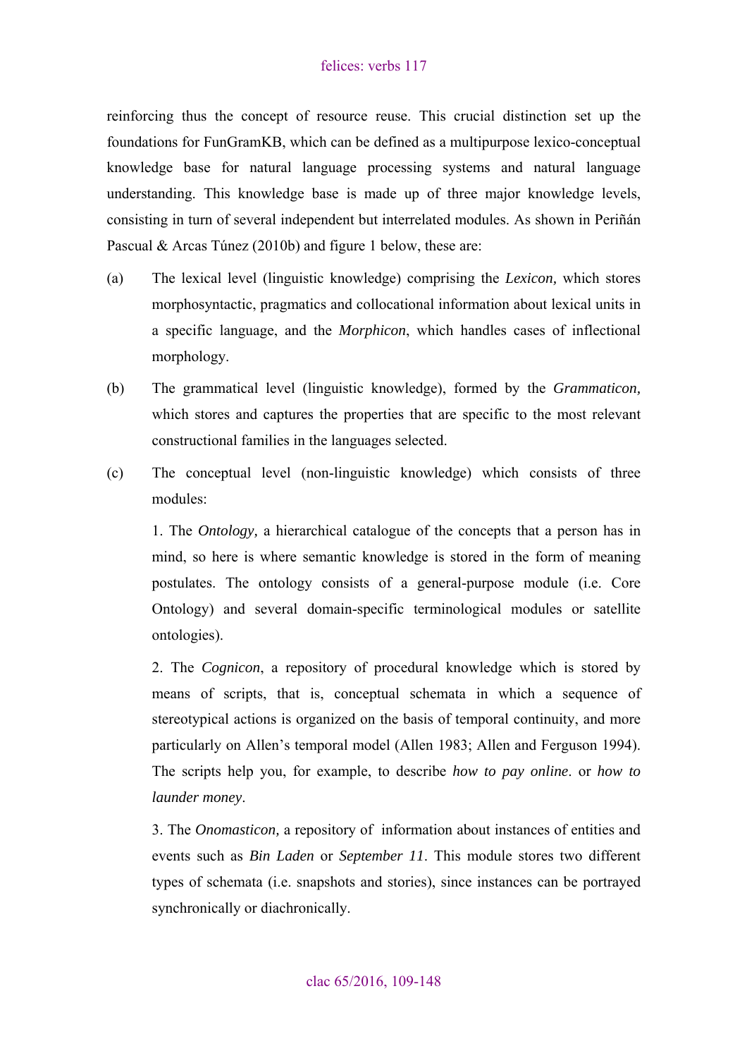reinforcing thus the concept of resource reuse. This crucial distinction set up the foundations for FunGramKB, which can be defined as a multipurpose lexico-conceptual knowledge base for natural language processing systems and natural language understanding. This knowledge base is made up of three major knowledge levels, consisting in turn of several independent but interrelated modules. As shown in Periñán Pascual & Arcas Túnez (2010b) and figure 1 below, these are:

(a) The lexical level (linguistic knowledge) comprising the *Lexicon,* which stores morphosyntactic, pragmatics and collocational information about lexical units in a specific language, and the *Morphicon*, which handles cases of inflectional morphology.

(b) The grammatical level (linguistic knowledge), formed by the *Grammaticon,* which stores and captures the properties that are specific to the most relevant constructional families in the languages selected.

(c) The conceptual level (non-linguistic knowledge) which consists of three modules:

1. The *Ontology,* a hierarchical catalogue of the concepts that a person has in mind, so here is where semantic knowledge is stored in the form of meaning postulates. The ontology consists of a general-purpose module (i.e. Core Ontology) and several domain-specific terminological modules or satellite ontologies).

2. The *Cognicon*, a repository of procedural knowledge which is stored by means of scripts, that is, conceptual schemata in which a sequence of stereotypical actions is organized on the basis of temporal continuity, and more particularly on Allen's temporal model (Allen 1983; Allen and Ferguson 1994). The scripts help you, for example, to describe *how to pay online*. or *how to launder money*.

3. The *Onomasticon,* a repository of information about instances of entities and events such as *Bin Laden* or *September 11*. This module stores two different types of schemata (i.e. snapshots and stories), since instances can be portrayed synchronically or diachronically.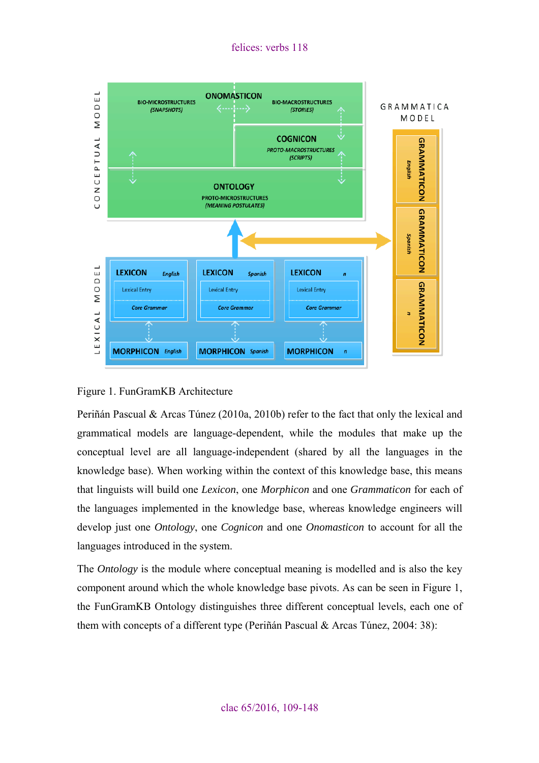Figure 1. FunGramKB Architecture

Periñán Pascual & Arcas Túnez (2010a, 2010b) refer to the fact that only the lexical and grammatical models are language-dependent, while the modules that make up the conceptual level are all language-independent (shared by all the languages in the knowledge base). When working within the context of this knowledge base, this means that linguists will build one *Lexicon*, one *Morphicon* and one *Grammaticon* for each of the languages implemented in the knowledge base, whereas knowledge engineers will develop just one *Ontology*, one *Cognicon* and one *Onomasticon* to account for all the languages introduced in the system.

The *Ontology* is the module where conceptual meaning is modelled and is also the key component around which the whole knowledge base pivots. As can be seen in Figure 1, the FunGramKB Ontology distinguishes three different conceptual levels, each one of them with concepts of a different type (Periñán Pascual & Arcas Túnez, 2004: 38):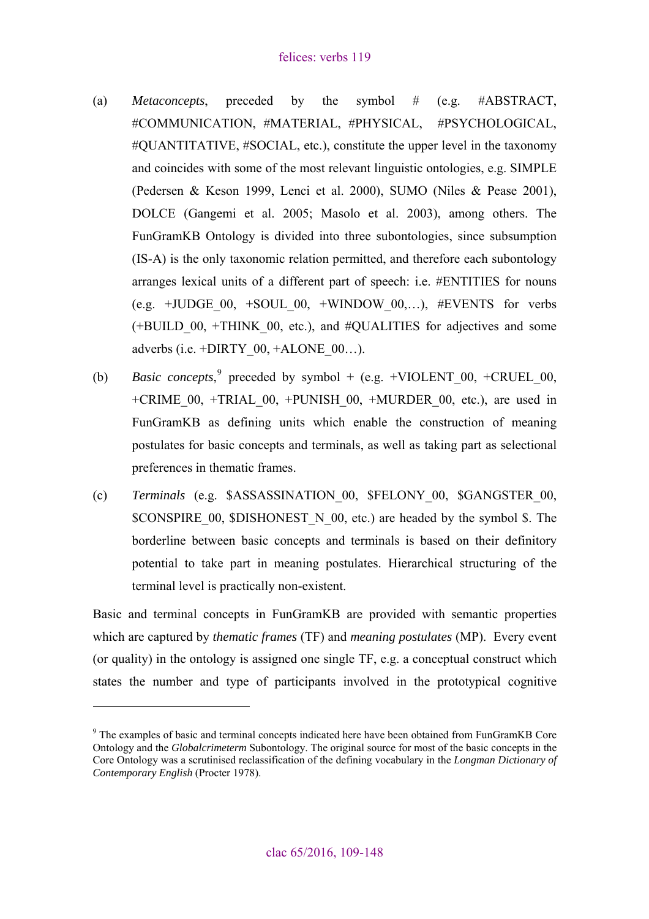(a) *Metaconcepts*, preceded by the symbol # (e.g. #ABSTRACT, #COMMUNICATION, #MATERIAL, #PHYSICAL, #PSYCHOLOGICAL, #QUANTITATIVE, #SOCIAL, etc.), constitute the upper level in the taxonomy and coincides with some of the most relevant linguistic ontologies, e.g. SIMPLE (Pedersen & Keson 1999, Lenci et al. 2000), SUMO (Niles & Pease 2001), DOLCE (Gangemi et al. 2005; Masolo et al. 2003), among others. The FunGramKB Ontology is divided into three subontologies, since subsumption (IS-A) is the only taxonomic relation permitted, and therefore each subontology arranges lexical units of a different part of speech: i.e. #ENTITIES for nouns (e.g. +JUDGE_00, +SOUL_00, +WINDOW_00,…), #EVENTS for verbs (+BUILD_00, +THINK_00, etc.), and #QUALITIES for adjectives and some adverbs (i.e. +DIRTY_00, +ALONE_00…).

(b) *Basic concepts*,[9] preceded by symbol + (e.g. +VIOLENT_00, +CRUEL_00, +CRIME_00, +TRIAL_00, +PUNISH_00, +MURDER_00, etc.), are used in FunGramKB as defining units which enable the construction of meaning postulates for basic concepts and terminals, as well as taking part as selectional preferences in thematic frames.

(c) *Terminals* (e.g. $ASSASSINATION_00, $FELONY_00, $GANGSTER_00, $CONSPIRE_00, $DISHONEST_N_00, etc.) are headed by the symbol $. The borderline between basic concepts and terminals is based on their definitory potential to take part in meaning postulates. Hierarchical structuring of the terminal level is practically non-existent.

Basic and terminal concepts in FunGramKB are provided with semantic properties which are captured by *thematic frames* (TF) and *meaning postulates* (MP). Every event (or quality) in the ontology is assigned one single TF, e.g. a conceptual construct which states the number and type of participants involved in the prototypical cognitive

[9] The examples of basic and terminal concepts indicated here have been obtained from FunGramKB Core Ontology and the *Globalcrimeterm* Subontology. The original source for most of the basic concepts in the Core Ontology was a scrutinised reclassification of the defining vocabulary in the *Longman Dictionary of Contemporary English* (Procter 1978).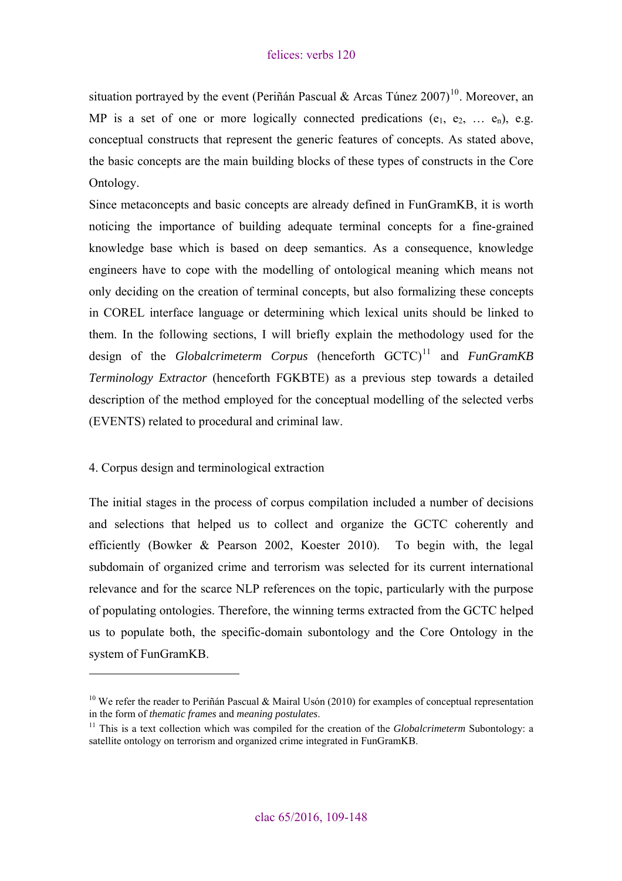situation portrayed by the event (Periñán Pascual & Arcas Túnez 2007)[10]. Moreover, an MP is a set of one or more logically connected predications ($e_1$, $e_2$, … $e_n$), e.g. conceptual constructs that represent the generic features of concepts. As stated above, the basic concepts are the main building blocks of these types of constructs in the Core Ontology.

Since metaconcepts and basic concepts are already defined in FunGramKB, it is worth noticing the importance of building adequate terminal concepts for a fine-grained knowledge base which is based on deep semantics. As a consequence, knowledge engineers have to cope with the modelling of ontological meaning which means not only deciding on the creation of terminal concepts, but also formalizing these concepts in COREL interface language or determining which lexical units should be linked to them. In the following sections, I will briefly explain the methodology used for the design of the *Globalcrimeterm Corpus* (henceforth GCTC)[11] and *FunGramKB Terminology Extractor* (henceforth FGKBTE) as a previous step towards a detailed description of the method employed for the conceptual modelling of the selected verbs (EVENTS) related to procedural and criminal law.

## 4. Corpus design and terminological extraction

The initial stages in the process of corpus compilation included a number of decisions and selections that helped us to collect and organize the GCTC coherently and efficiently (Bowker & Pearson 2002, Koester 2010). To begin with, the legal subdomain of organized crime and terrorism was selected for its current international relevance and for the scarce NLP references on the topic, particularly with the purpose of populating ontologies. Therefore, the winning terms extracted from the GCTC helped us to populate both, the specific-domain subontology and the Core Ontology in the system of FunGramKB.

---

[10] We refer the reader to Periñán Pascual & Mairal Usón (2010) for examples of conceptual representation in the form of *thematic frames* and *meaning postulates*.

[11] This is a text collection which was compiled for the creation of the *Globalcrimeterm* Subontology: a satellite ontology on terrorism and organized crime integrated in FunGramKB.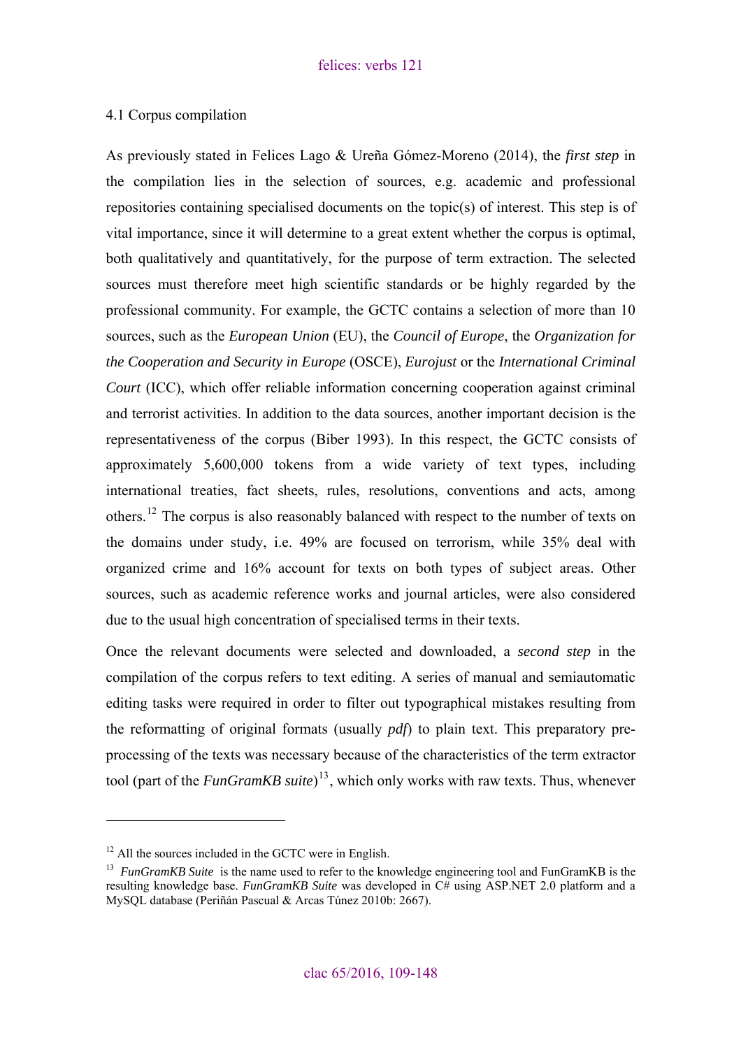### 4.1 Corpus compilation

As previously stated in Felices Lago & Ureña Gómez-Moreno (2014), the *first step* in the compilation lies in the selection of sources, e.g. academic and professional repositories containing specialised documents on the topic(s) of interest. This step is of vital importance, since it will determine to a great extent whether the corpus is optimal, both qualitatively and quantitatively, for the purpose of term extraction. The selected sources must therefore meet high scientific standards or be highly regarded by the professional community. For example, the GCTC contains a selection of more than 10 sources, such as the *European Union* (EU), the *Council of Europe*, the *Organization for the Cooperation and Security in Europe* (OSCE), *Eurojust* or the *International Criminal Court* (ICC), which offer reliable information concerning cooperation against criminal and terrorist activities. In addition to the data sources, another important decision is the representativeness of the corpus (Biber 1993). In this respect, the GCTC consists of approximately 5,600,000 tokens from a wide variety of text types, including international treaties, fact sheets, rules, resolutions, conventions and acts, among others.[12] The corpus is also reasonably balanced with respect to the number of texts on the domains under study, i.e. 49% are focused on terrorism, while 35% deal with organized crime and 16% account for texts on both types of subject areas. Other sources, such as academic reference works and journal articles, were also considered due to the usual high concentration of specialised terms in their texts.

Once the relevant documents were selected and downloaded, a *second step* in the compilation of the corpus refers to text editing. A series of manual and semiautomatic editing tasks were required in order to filter out typographical mistakes resulting from the reformatting of original formats (usually *pdf*) to plain text. This preparatory pre-processing of the texts was necessary because of the characteristics of the term extractor tool (part of the *FunGramKB suite*)[13], which only works with raw texts. Thus, whenever

---

[12] All the sources included in the GCTC were in English.

[13] *FunGramKB Suite* is the name used to refer to the knowledge engineering tool and FunGramKB is the resulting knowledge base. *FunGramKB Suite* was developed in C# using ASP.NET 2.0 platform and a MySQL database (Periñán Pascual & Arcas Túnez 2010b: 2667).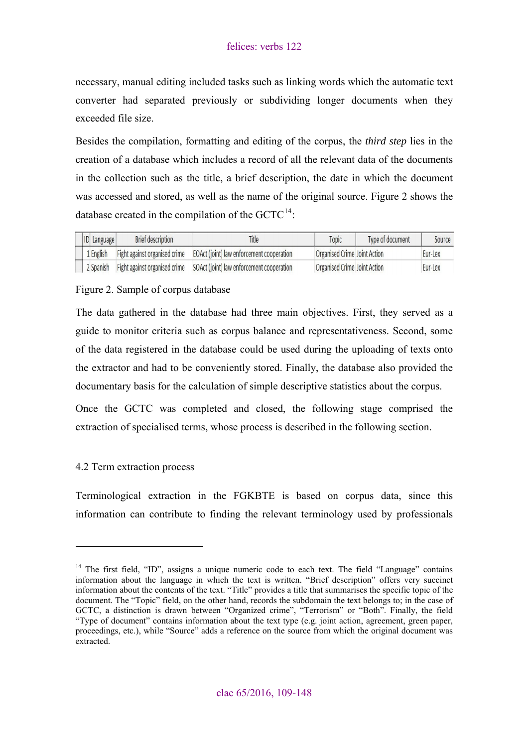necessary, manual editing included tasks such as linking words which the automatic text converter had separated previously or subdividing longer documents when they exceeded file size.

Besides the compilation, formatting and editing of the corpus, the *third step* lies in the creation of a database which includes a record of all the relevant data of the documents in the collection such as the title, a brief description, the date in which the document was accessed and stored, as well as the name of the original source. Figure 2 shows the database created in the compilation of the GCTC[14]:

| ID | Language | Brief description | Title | Topic | Type of document | Source |
|---|---|---|---|---|---|---|
| 1 | English | Fight against organised crime | EOAct (joint) law enforcement cooperation | Organised Crime | Joint Action | Eur-Lex |
| 2 | Spanish | Fight against organised crime | SOAct (joint) law enforcement cooperation | Organised Crime | Joint Action | Eur-Lex |

Figure 2. Sample of corpus database

The data gathered in the database had three main objectives. First, they served as a guide to monitor criteria such as corpus balance and representativeness. Second, some of the data registered in the database could be used during the uploading of texts onto the extractor and had to be conveniently stored. Finally, the database also provided the documentary basis for the calculation of simple descriptive statistics about the corpus.

Once the GCTC was completed and closed, the following stage comprised the extraction of specialised terms, whose process is described in the following section.

## 4.2 Term extraction process

Terminological extraction in the FGKBTE is based on corpus data, since this information can contribute to finding the relevant terminology used by professionals

---

[14] The first field, "ID", assigns a unique numeric code to each text. The field "Language" contains information about the language in which the text is written. "Brief description" offers very succinct information about the contents of the text. "Title" provides a title that summarises the specific topic of the document. The "Topic" field, on the other hand, records the subdomain the text belongs to; in the case of GCTC, a distinction is drawn between "Organized crime", "Terrorism" or "Both". Finally, the field "Type of document" contains information about the text type (e.g. joint action, agreement, green paper, proceedings, etc.), while "Source" adds a reference on the source from which the original document was extracted.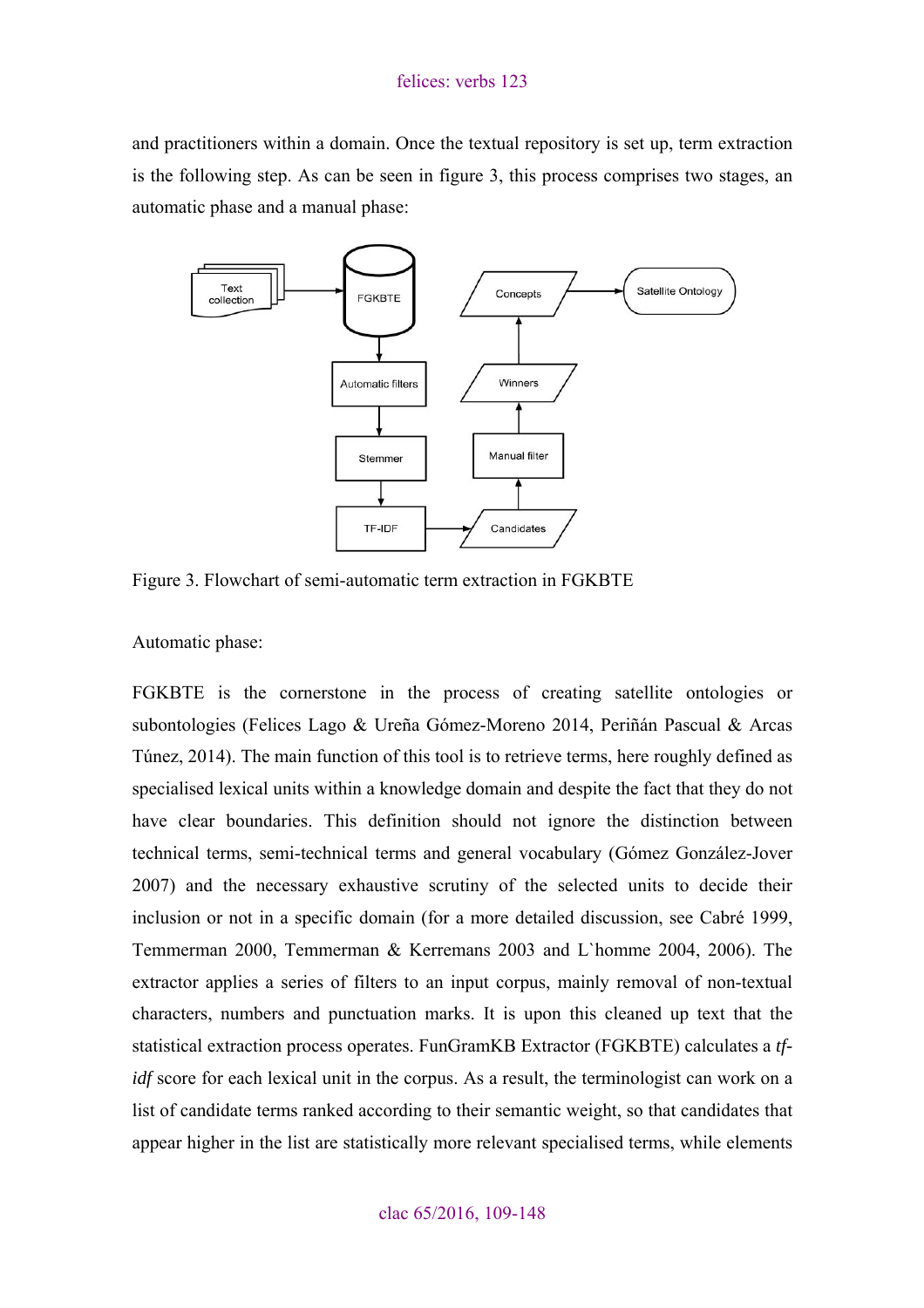and practitioners within a domain. Once the textual repository is set up, term extraction is the following step. As can be seen in figure 3, this process comprises two stages, an automatic phase and a manual phase:

Figure 3. Flowchart of semi-automatic term extraction in FGKBTE

Automatic phase:

FGKBTE is the cornerstone in the process of creating satellite ontologies or subontologies (Felices Lago & Ureña Gómez-Moreno 2014, Periñán Pascual & Arcas Túnez, 2014). The main function of this tool is to retrieve terms, here roughly defined as specialised lexical units within a knowledge domain and despite the fact that they do not have clear boundaries. This definition should not ignore the distinction between technical terms, semi-technical terms and general vocabulary (Gómez González-Jover 2007) and the necessary exhaustive scrutiny of the selected units to decide their inclusion or not in a specific domain (for a more detailed discussion, see Cabré 1999, Temmerman 2000, Temmerman & Kerremans 2003 and L`homme 2004, 2006). The extractor applies a series of filters to an input corpus, mainly removal of non-textual characters, numbers and punctuation marks. It is upon this cleaned up text that the statistical extraction process operates. FunGramKB Extractor (FGKBTE) calculates a *tf-idf* score for each lexical unit in the corpus. As a result, the terminologist can work on a list of candidate terms ranked according to their semantic weight, so that candidates that appear higher in the list are statistically more relevant specialised terms, while elements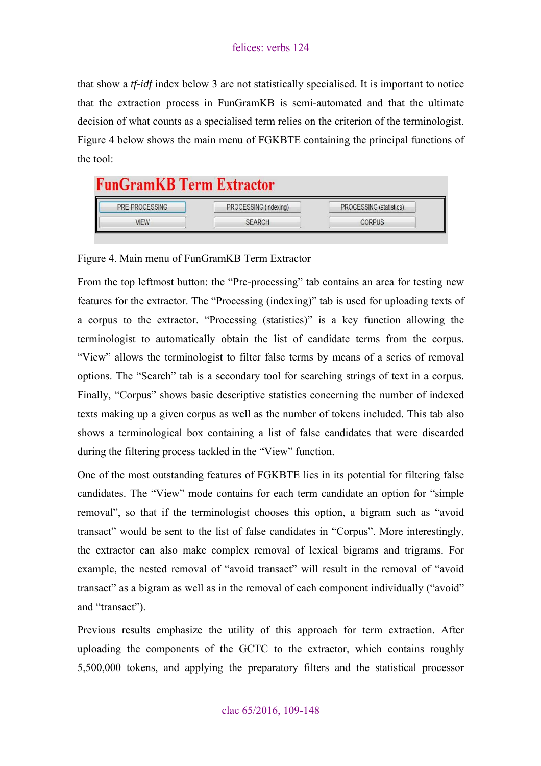that show a *tf-idf* index below 3 are not statistically specialised. It is important to notice that the extraction process in FunGramKB is semi-automated and that the ultimate decision of what counts as a specialised term relies on the criterion of the terminologist. Figure 4 below shows the main menu of FGKBTE containing the principal functions of the tool:

Figure 4. Main menu of FunGramKB Term Extractor

From the top leftmost button: the "Pre-processing" tab contains an area for testing new features for the extractor. The "Processing (indexing)" tab is used for uploading texts of a corpus to the extractor. "Processing (statistics)" is a key function allowing the terminologist to automatically obtain the list of candidate terms from the corpus. "View" allows the terminologist to filter false terms by means of a series of removal options. The "Search" tab is a secondary tool for searching strings of text in a corpus. Finally, "Corpus" shows basic descriptive statistics concerning the number of indexed texts making up a given corpus as well as the number of tokens included. This tab also shows a terminological box containing a list of false candidates that were discarded during the filtering process tackled in the "View" function.

One of the most outstanding features of FGKBTE lies in its potential for filtering false candidates. The "View" mode contains for each term candidate an option for "simple removal", so that if the terminologist chooses this option, a bigram such as "avoid transact" would be sent to the list of false candidates in "Corpus". More interestingly, the extractor can also make complex removal of lexical bigrams and trigrams. For example, the nested removal of "avoid transact" will result in the removal of "avoid transact" as a bigram as well as in the removal of each component individually ("avoid" and "transact").

Previous results emphasize the utility of this approach for term extraction. After uploading the components of the GCTC to the extractor, which contains roughly 5,500,000 tokens, and applying the preparatory filters and the statistical processor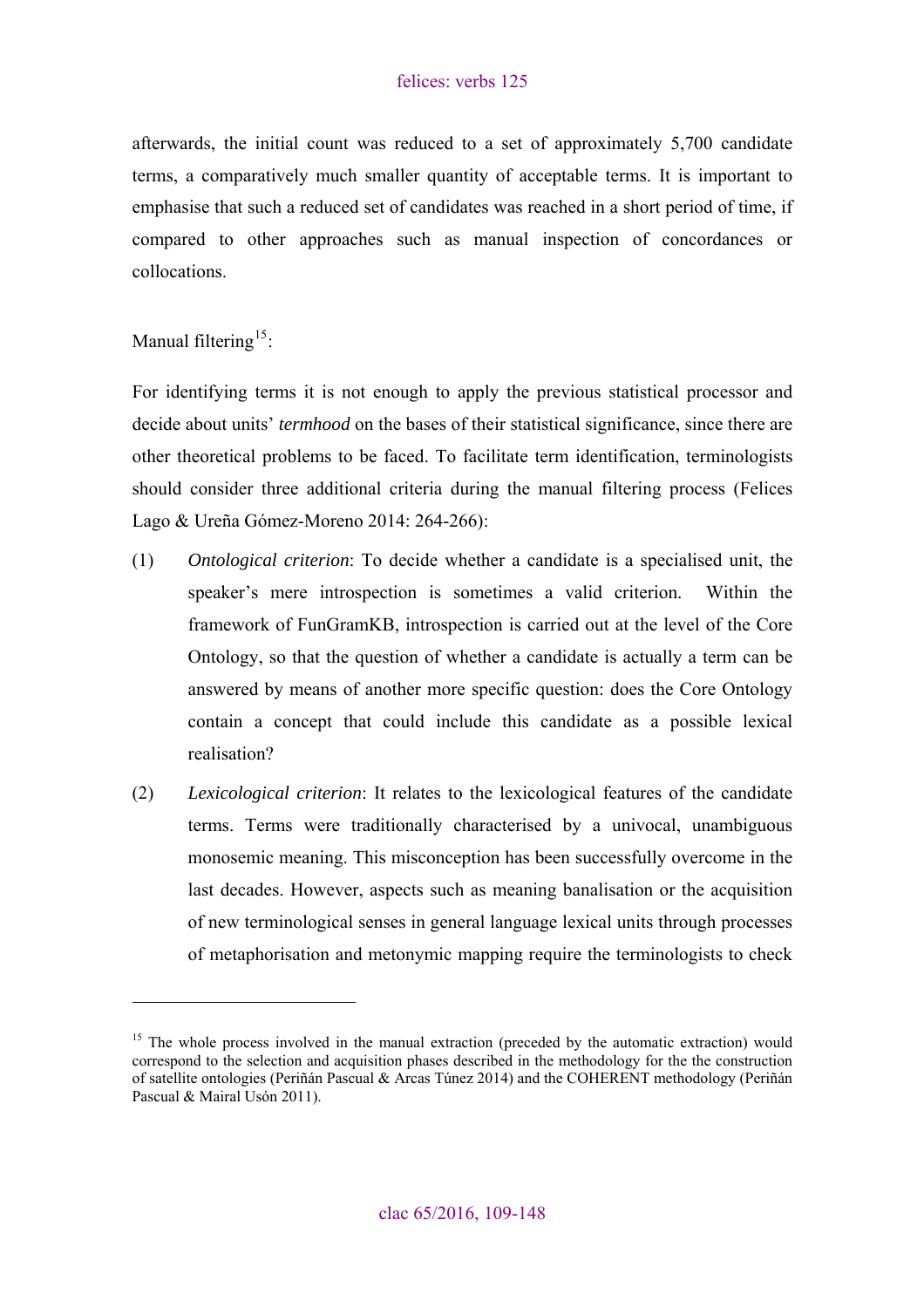afterwards, the initial count was reduced to a set of approximately 5,700 candidate terms, a comparatively much smaller quantity of acceptable terms. It is important to emphasise that such a reduced set of candidates was reached in a short period of time, if compared to other approaches such as manual inspection of concordances or collocations.

Manual filtering[15]:

For identifying terms it is not enough to apply the previous statistical processor and decide about units' *termhood* on the bases of their statistical significance, since there are other theoretical problems to be faced. To facilitate term identification, terminologists should consider three additional criteria during the manual filtering process (Felices Lago & Ureña Gómez-Moreno 2014: 264-266):

(1) *Ontological criterion*: To decide whether a candidate is a specialised unit, the speaker's mere introspection is sometimes a valid criterion. Within the framework of FunGramKB, introspection is carried out at the level of the Core Ontology, so that the question of whether a candidate is actually a term can be answered by means of another more specific question: does the Core Ontology contain a concept that could include this candidate as a possible lexical realisation?

(2) *Lexicological criterion*: It relates to the lexicological features of the candidate terms. Terms were traditionally characterised by a univocal, unambiguous monosemic meaning. This misconception has been successfully overcome in the last decades. However, aspects such as meaning banalisation or the acquisition of new terminological senses in general language lexical units through processes of metaphorisation and metonymic mapping require the terminologists to check

---

[15] The whole process involved in the manual extraction (preceded by the automatic extraction) would correspond to the selection and acquisition phases described in the methodology for the the construction of satellite ontologies (Periñán Pascual & Arcas Túnez 2014) and the COHERENT methodology (Periñán Pascual & Mairal Usón 2011).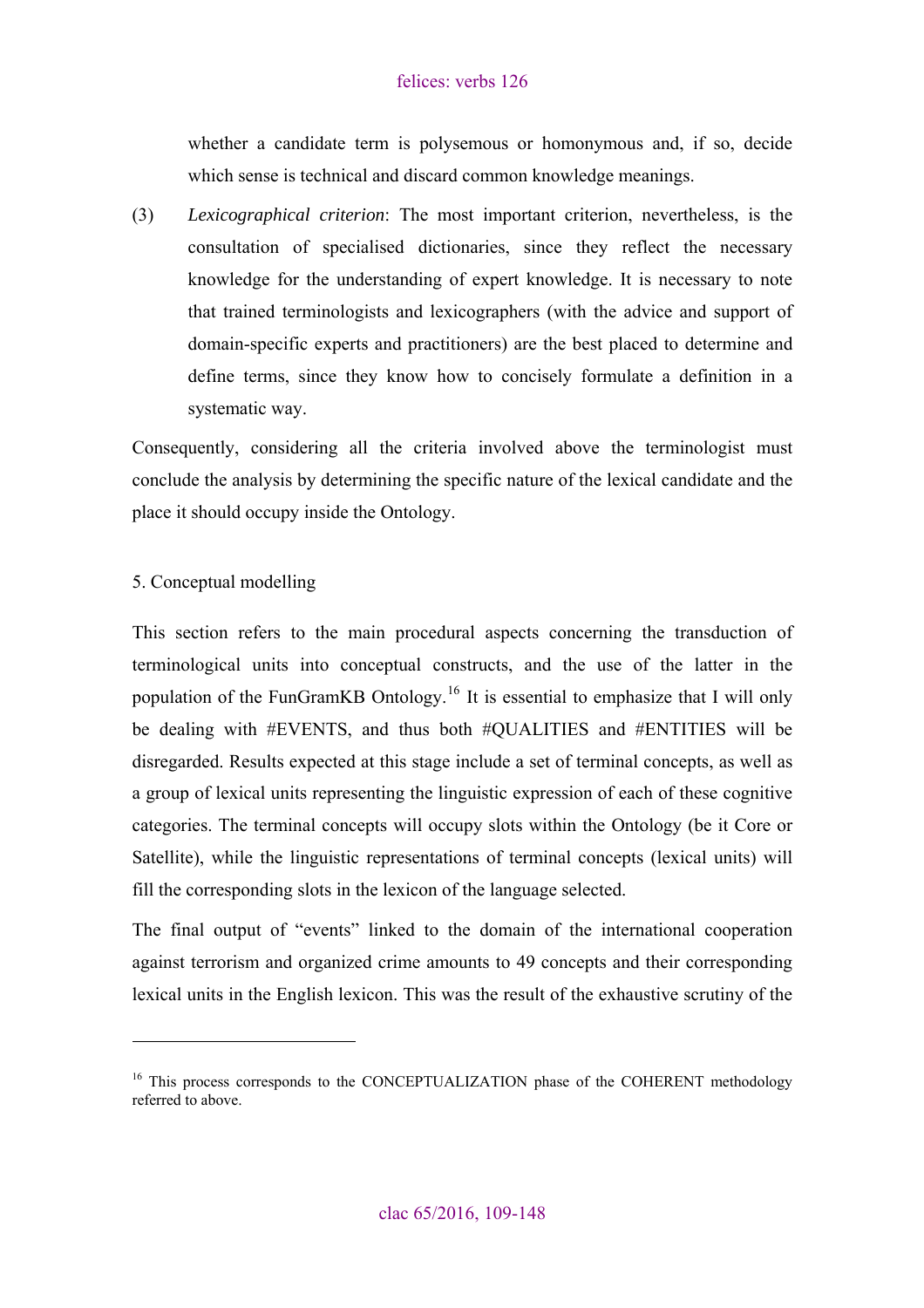whether a candidate term is polysemous or homonymous and, if so, decide which sense is technical and discard common knowledge meanings.

(3) *Lexicographical criterion*: The most important criterion, nevertheless, is the consultation of specialised dictionaries, since they reflect the necessary knowledge for the understanding of expert knowledge. It is necessary to note that trained terminologists and lexicographers (with the advice and support of domain-specific experts and practitioners) are the best placed to determine and define terms, since they know how to concisely formulate a definition in a systematic way.

Consequently, considering all the criteria involved above the terminologist must conclude the analysis by determining the specific nature of the lexical candidate and the place it should occupy inside the Ontology.

## 5. Conceptual modelling

This section refers to the main procedural aspects concerning the transduction of terminological units into conceptual constructs, and the use of the latter in the population of the FunGramKB Ontology.[16] It is essential to emphasize that I will only be dealing with #EVENTS, and thus both #QUALITIES and #ENTITIES will be disregarded. Results expected at this stage include a set of terminal concepts, as well as a group of lexical units representing the linguistic expression of each of these cognitive categories. The terminal concepts will occupy slots within the Ontology (be it Core or Satellite), while the linguistic representations of terminal concepts (lexical units) will fill the corresponding slots in the lexicon of the language selected.

The final output of "events" linked to the domain of the international cooperation against terrorism and organized crime amounts to 49 concepts and their corresponding lexical units in the English lexicon. This was the result of the exhaustive scrutiny of the

[16] This process corresponds to the CONCEPTUALIZATION phase of the COHERENT methodology referred to above.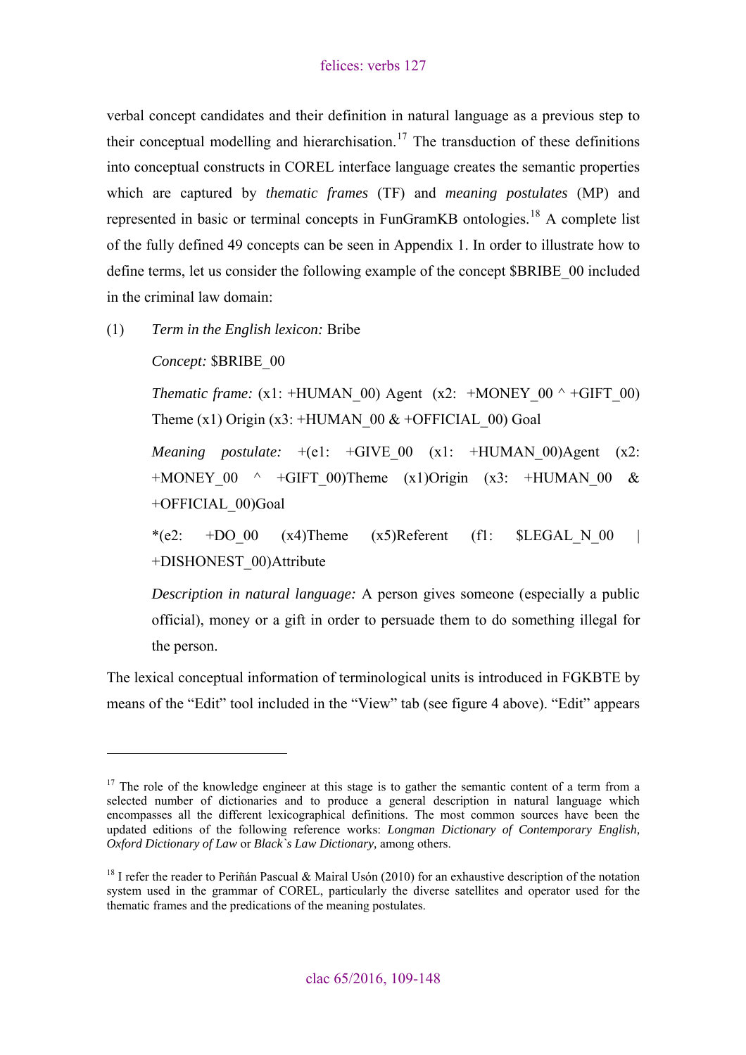verbal concept candidates and their definition in natural language as a previous step to their conceptual modelling and hierarchisation.[17] The transduction of these definitions into conceptual constructs in COREL interface language creates the semantic properties which are captured by *thematic frames* (TF) and *meaning postulates* (MP) and represented in basic or terminal concepts in FunGramKB ontologies.[18] A complete list of the fully defined 49 concepts can be seen in Appendix 1. In order to illustrate how to define terms, let us consider the following example of the concept $BRIBE_00 included in the criminal law domain:

(1) *Term in the English lexicon:* Bribe

*Concept:* $BRIBE_00

*Thematic frame:* (x1: +HUMAN_00) Agent (x2: +MONEY_00 ^ +GIFT_00) Theme (x1) Origin (x3: +HUMAN_00 & +OFFICIAL_00) Goal

*Meaning postulate:* +(e1: +GIVE_00 (x1: +HUMAN_00)Agent (x2: +MONEY_00 ^ +GIFT_00)Theme (x1)Origin (x3: +HUMAN_00 & +OFFICIAL_00)Goal

*(e2: +DO_00 (x4)Theme (x5)Referent (f1: $LEGAL_N_00 | +DISHONEST_00)Attribute

*Description in natural language:* A person gives someone (especially a public official), money or a gift in order to persuade them to do something illegal for the person.

The lexical conceptual information of terminological units is introduced in FGKBTE by means of the "Edit" tool included in the "View" tab (see figure 4 above). "Edit" appears

---

[17] The role of the knowledge engineer at this stage is to gather the semantic content of a term from a selected number of dictionaries and to produce a general description in natural language which encompasses all the different lexicographical definitions. The most common sources have been the updated editions of the following reference works: *Longman Dictionary of Contemporary English, Oxford Dictionary of Law* or *Black`s Law Dictionary,* among others.

[18] I refer the reader to Periñán Pascual & Mairal Usón (2010) for an exhaustive description of the notation system used in the grammar of COREL, particularly the diverse satellites and operator used for the thematic frames and the predications of the meaning postulates.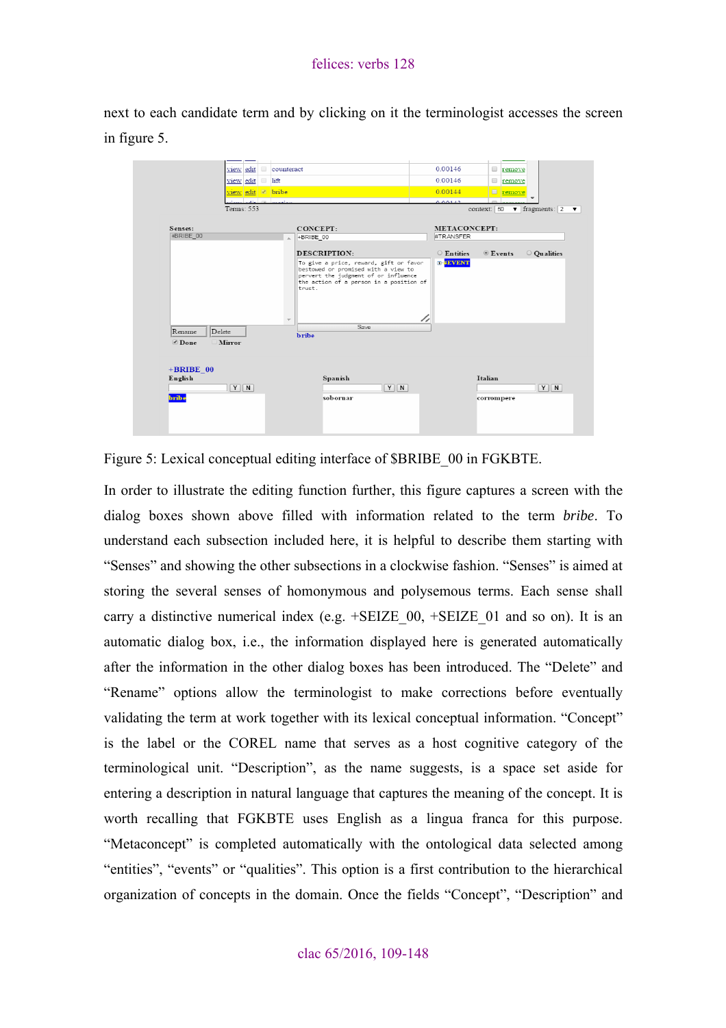next to each candidate term and by clicking on it the terminologist accesses the screen in figure 5.

Figure 5: Lexical conceptual editing interface of $BRIBE_00 in FGKBTE.

In order to illustrate the editing function further, this figure captures a screen with the dialog boxes shown above filled with information related to the term *bribe*. To understand each subsection included here, it is helpful to describe them starting with "Senses" and showing the other subsections in a clockwise fashion. "Senses" is aimed at storing the several senses of homonymous and polysemous terms. Each sense shall carry a distinctive numerical index (e.g. +SEIZE_00, +SEIZE_01 and so on). It is an automatic dialog box, i.e., the information displayed here is generated automatically after the information in the other dialog boxes has been introduced. The "Delete" and "Rename" options allow the terminologist to make corrections before eventually validating the term at work together with its lexical conceptual information. "Concept" is the label or the COREL name that serves as a host cognitive category of the terminological unit. "Description", as the name suggests, is a space set aside for entering a description in natural language that captures the meaning of the concept. It is worth recalling that FGKBTE uses English as a lingua franca for this purpose. "Metaconcept" is completed automatically with the ontological data selected among "entities", "events" or "qualities". This option is a first contribution to the hierarchical organization of concepts in the domain. Once the fields "Concept", "Description" and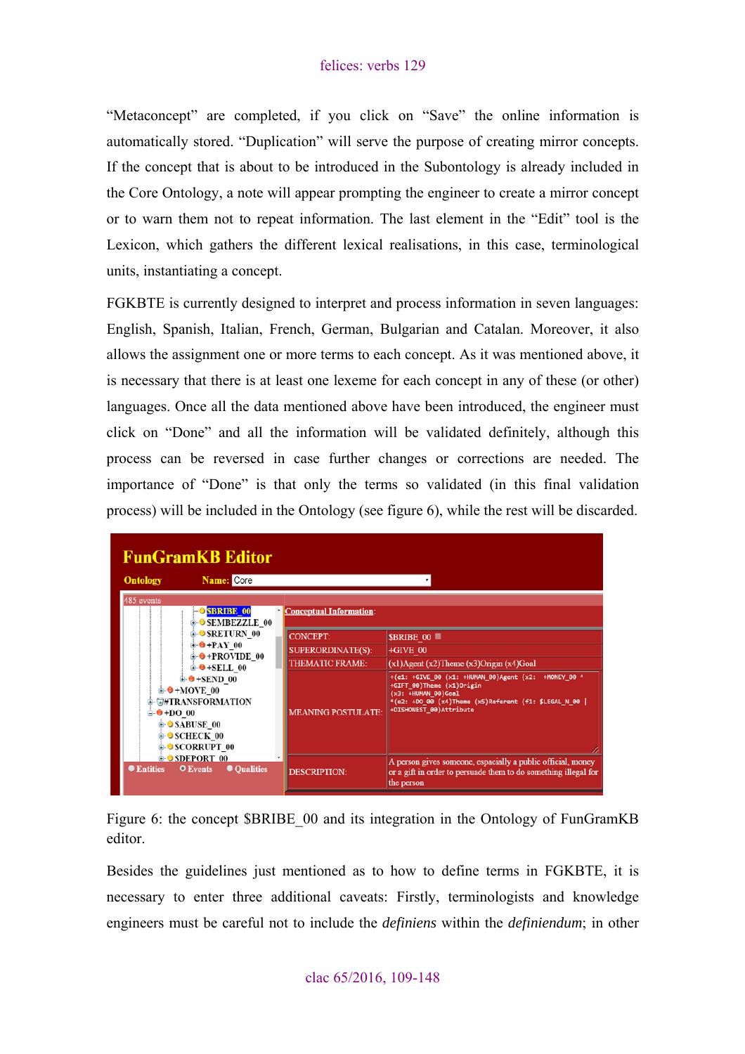"Metaconcept" are completed, if you click on "Save" the online information is automatically stored. "Duplication" will serve the purpose of creating mirror concepts. If the concept that is about to be introduced in the Subontology is already included in the Core Ontology, a note will appear prompting the engineer to create a mirror concept or to warn them not to repeat information. The last element in the "Edit" tool is the Lexicon, which gathers the different lexical realisations, in this case, terminological units, instantiating a concept.

FGKBTE is currently designed to interpret and process information in seven languages: English, Spanish, Italian, French, German, Bulgarian and Catalan. Moreover, it also allows the assignment one or more terms to each concept. As it was mentioned above, it is necessary that there is at least one lexeme for each concept in any of these (or other) languages. Once all the data mentioned above have been introduced, the engineer must click on "Done" and all the information will be validated definitely, although this process can be reversed in case further changes or corrections are needed. The importance of "Done" is that only the terms so validated (in this final validation process) will be included in the Ontology (see figure 6), while the rest will be discarded.

Figure 6: the concept $BRIBE_00 and its integration in the Ontology of FunGramKB editor.

Besides the guidelines just mentioned as to how to define terms in FGKBTE, it is necessary to enter three additional caveats: Firstly, terminologists and knowledge engineers must be careful not to include the *definiens* within the *definiendum*; in other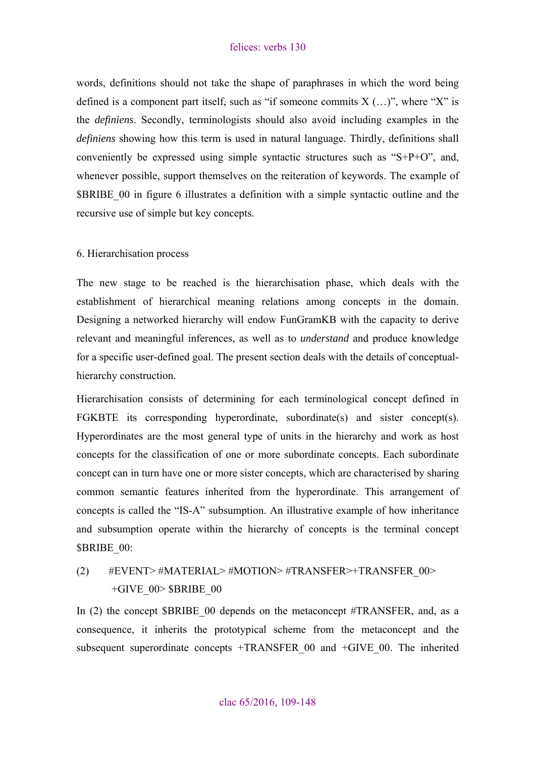words, definitions should not take the shape of paraphrases in which the word being defined is a component part itself, such as "if someone commits X (…)", where "X" is the *definiens*. Secondly, terminologists should also avoid including examples in the ***definiens*** showing how this term is used in natural language. Thirdly, definitions shall conveniently be expressed using simple syntactic structures such as "S+P+O", and, whenever possible, support themselves on the reiteration of keywords. The example of $BRIBE_00 in figure 6 illustrates a definition with a simple syntactic outline and the recursive use of simple but key concepts.

## 6. Hierarchisation process

The new stage to be reached is the hierarchisation phase, which deals with the establishment of hierarchical meaning relations among concepts in the domain. Designing a networked hierarchy will endow FunGramKB with the capacity to derive relevant and meaningful inferences, as well as to *understand* and produce knowledge for a specific user-defined goal. The present section deals with the details of conceptual-hierarchy construction.

Hierarchisation consists of determining for each terminological concept defined in FGKBTE its corresponding hyperordinate, subordinate(s) and sister concept(s). Hyperordinates are the most general type of units in the hierarchy and work as host concepts for the classification of one or more subordinate concepts. Each subordinate concept can in turn have one or more sister concepts, which are characterised by sharing common semantic features inherited from the hyperordinate. This arrangement of concepts is called the "IS-A" subsumption. An illustrative example of how inheritance and subsumption operate within the hierarchy of concepts is the terminal concept $BRIBE_00:

(2) #EVENT> #MATERIAL> #MOTION> #TRANSFER>+TRANSFER_00> +GIVE_00> $BRIBE_00

In (2) the concept $BRIBE_00 depends on the metaconcept #TRANSFER, and, as a consequence, it inherits the prototypical scheme from the metaconcept and the subsequent superordinate concepts +TRANSFER_00 and +GIVE_00. The inherited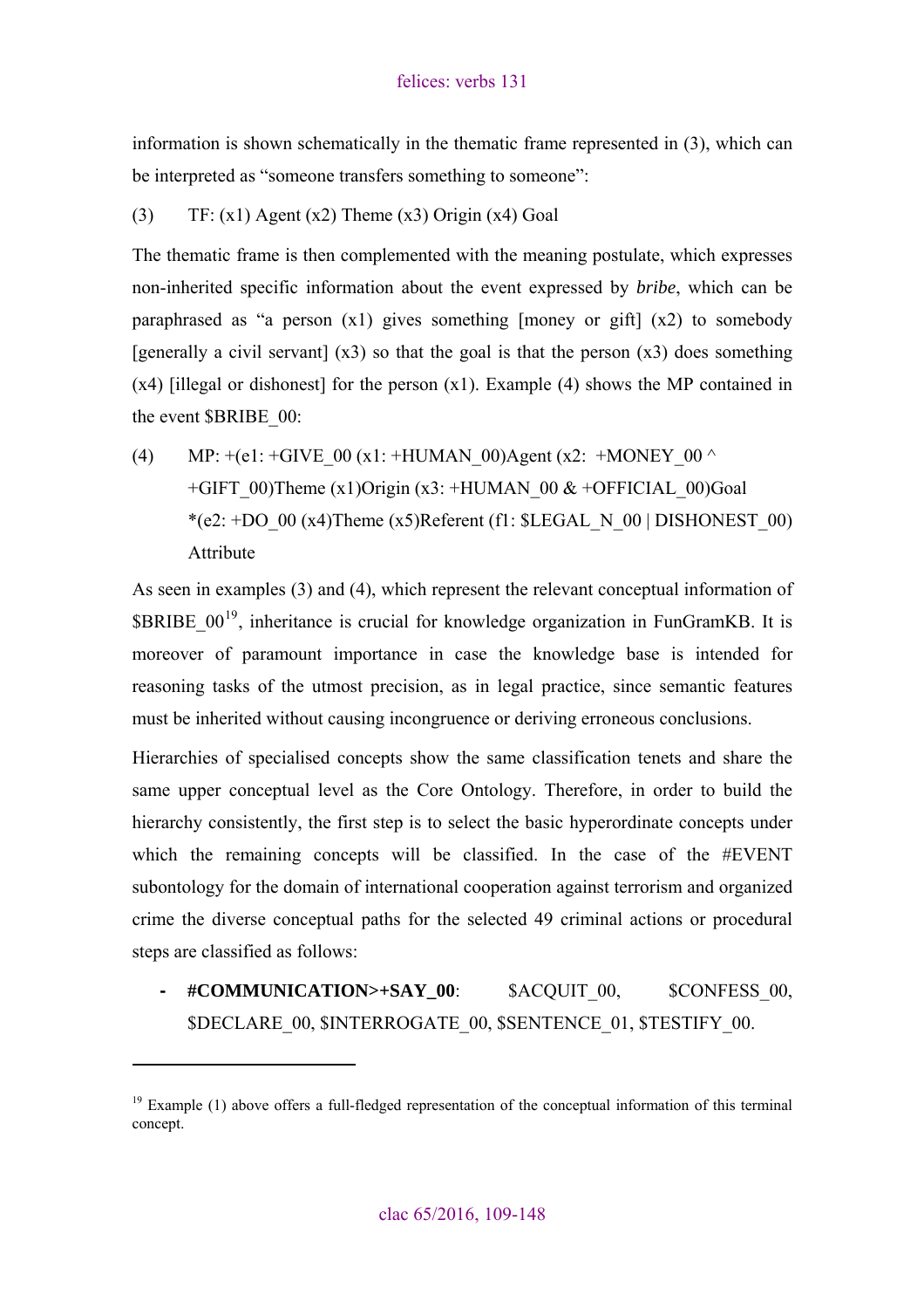information is shown schematically in the thematic frame represented in (3), which can be interpreted as "someone transfers something to someone":

(3) TF: (x1) Agent (x2) Theme (x3) Origin (x4) Goal

The thematic frame is then complemented with the meaning postulate, which expresses non-inherited specific information about the event expressed by *bribe*, which can be paraphrased as "a person (x1) gives something [money or gift] (x2) to somebody [generally a civil servant] (x3) so that the goal is that the person (x3) does something (x4) [illegal or dishonest] for the person (x1). Example (4) shows the MP contained in the event $BRIBE_00:

(4) MP: +(e1: +GIVE_00 (x1: +HUMAN_00)Agent (x2: +MONEY_00 ^ +GIFT_00)Theme (x1)Origin (x3: +HUMAN_00 & +OFFICIAL_00)Goal *(e2: +DO_00 (x4)Theme (x5)Referent (f1: $LEGAL_N_00 | DISHONEST_00) Attribute

As seen in examples (3) and (4), which represent the relevant conceptual information of $BRIBE_00[19], inheritance is crucial for knowledge organization in FunGramKB. It is moreover of paramount importance in case the knowledge base is intended for reasoning tasks of the utmost precision, as in legal practice, since semantic features must be inherited without causing incongruence or deriving erroneous conclusions.

Hierarchies of specialised concepts show the same classification tenets and share the same upper conceptual level as the Core Ontology. Therefore, in order to build the hierarchy consistently, the first step is to select the basic hyperordinate concepts under which the remaining concepts will be classified. In the case of the #EVENT subontology for the domain of international cooperation against terrorism and organized crime the diverse conceptual paths for the selected 49 criminal actions or procedural steps are classified as follows:

- **#COMMUNICATION>+SAY_00**: $ACQUIT_00, $CONFESS_00, $DECLARE_00, $INTERROGATE_00, $SENTENCE_01, $TESTIFY_00.

---

[19] Example (1) above offers a full-fledged representation of the conceptual information of this terminal concept.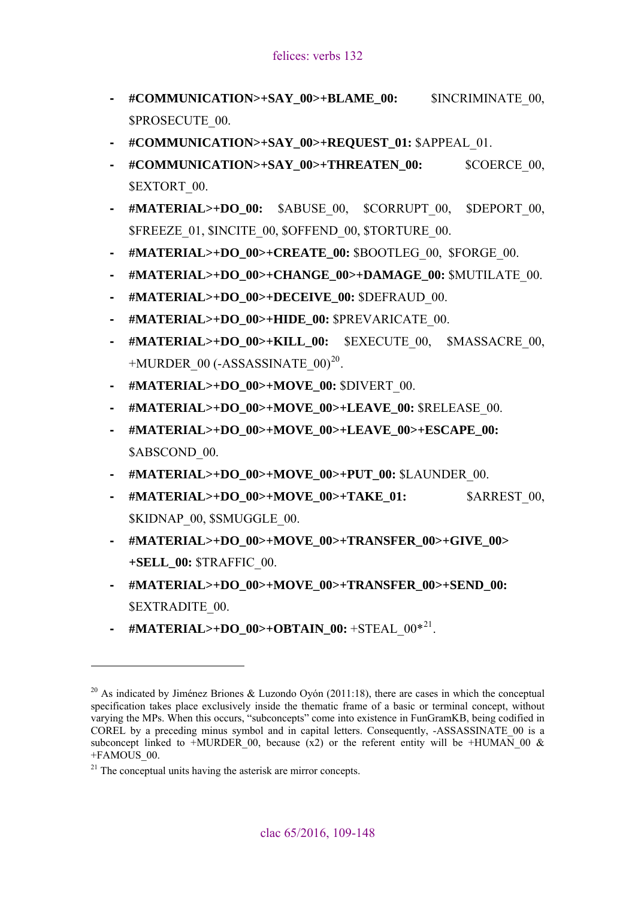- **#COMMUNICATION>+SAY_00>+BLAME_00:** $INCRIMINATE_00, $PROSECUTE_00.
- **#COMMUNICATION>+SAY_00>+REQUEST_01:** $APPEAL_01.
- **#COMMUNICATION>+SAY_00>+THREATEN_00:** $COERCE_00, $EXTORT_00.
- **#MATERIAL>+DO_00:** $ABUSE_00, $CORRUPT_00, $DEPORT_00, $FREEZE_01, $INCITE_00, $OFFEND_00, $TORTURE_00.
- **#MATERIAL>+DO_00>+CREATE_00:** $BOOTLEG_00, $FORGE_00.
- **#MATERIAL>+DO_00>+CHANGE_00>+DAMAGE_00:** $MUTILATE_00.
- **#MATERIAL>+DO_00>+DECEIVE_00:** $DEFRAUD_00.
- **#MATERIAL>+DO_00>+HIDE_00:** $PREVARICATE_00.
- **#MATERIAL>+DO_00>+KILL_00:** $EXECUTE_00, $MASSACRE_00, +MURDER_00 (-ASSASSINATE_00)[20].
- **#MATERIAL>+DO_00>+MOVE_00:** $DIVERT_00.
- **#MATERIAL>+DO_00>+MOVE_00>+LEAVE_00:** $RELEASE_00.
- **#MATERIAL>+DO_00>+MOVE_00>+LEAVE_00>+ESCAPE_00:** $ABSCOND_00.
- **#MATERIAL>+DO_00>+MOVE_00>+PUT_00:** $LAUNDER_00.
- **#MATERIAL>+DO_00>+MOVE_00>+TAKE_01:** $ARREST_00, $KIDNAP_00, $SMUGGLE_00.
- **#MATERIAL>+DO_00>+MOVE_00>+TRANSFER_00>+GIVE_00>+SELL_00:** $TRAFFIC_00.
- **#MATERIAL>+DO_00>+MOVE_00>+TRANSFER_00>+SEND_00:** $EXTRADITE_00.
- **#MATERIAL>+DO_00>+OBTAIN_00:** +STEAL_00*[21].

---

[20] As indicated by Jiménez Briones & Luzondo Oyón (2011:18), there are cases in which the conceptual specification takes place exclusively inside the thematic frame of a basic or terminal concept, without varying the MPs. When this occurs, "subconcepts" come into existence in FunGramKB, being codified in COREL by a preceding minus symbol and in capital letters. Consequently, -ASSASSINATE_00 is a subconcept linked to +MURDER_00, because (x2) or the referent entity will be +HUMAN_00 & +FAMOUS_00.

[21] The conceptual units having the asterisk are mirror concepts.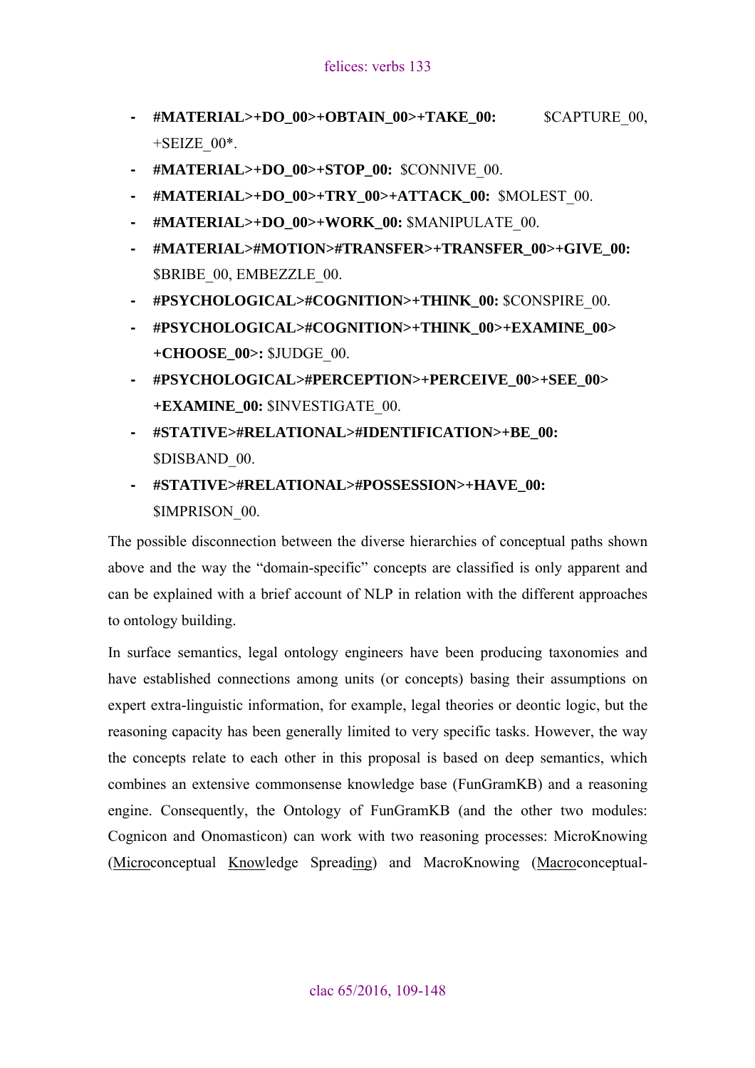- **#MATERIAL>+DO_00>+OBTAIN_00>+TAKE_00:** $CAPTURE_00, +SEIZE_00*.
- **#MATERIAL>+DO_00>+STOP_00:** $CONNIVE_00.
- **#MATERIAL>+DO_00>+TRY_00>+ATTACK_00:** $MOLEST_00.
- **#MATERIAL>+DO_00>+WORK_00:** $MANIPULATE_00.
- **#MATERIAL>#MOTION>#TRANSFER>+TRANSFER_00>+GIVE_00:** $BRIBE_00, EMBEZZLE_00.
- **#PSYCHOLOGICAL>#COGNITION>+THINK_00:** $CONSPIRE_00.
- **#PSYCHOLOGICAL>#COGNITION>+THINK_00>+EXAMINE_00> +CHOOSE_00>:** $JUDGE_00.
- **#PSYCHOLOGICAL>#PERCEPTION>+PERCEIVE_00>+SEE_00> +EXAMINE_00:** $INVESTIGATE_00.
- **#STATIVE>#RELATIONAL>#IDENTIFICATION>+BE_00:** $DISBAND_00.
- **#STATIVE>#RELATIONAL>#POSSESSION>+HAVE_00:** $IMPRISON_00.

The possible disconnection between the diverse hierarchies of conceptual paths shown above and the way the "domain-specific" concepts are classified is only apparent and can be explained with a brief account of NLP in relation with the different approaches to ontology building.

In surface semantics, legal ontology engineers have been producing taxonomies and have established connections among units (or concepts) basing their assumptions on expert extra-linguistic information, for example, legal theories or deontic logic, but the reasoning capacity has been generally limited to very specific tasks. However, the way the concepts relate to each other in this proposal is based on deep semantics, which combines an extensive commonsense knowledge base (FunGramKB) and a reasoning engine. Consequently, the Ontology of FunGramKB (and the other two modules: Cognicon and Onomasticon) can work with two reasoning processes: MicroKnowing (<u>Micro</u>conceptual <u>Know</u>ledge Spread<u>ing</u>) and MacroKnowing (<u>Macro</u>conceptual-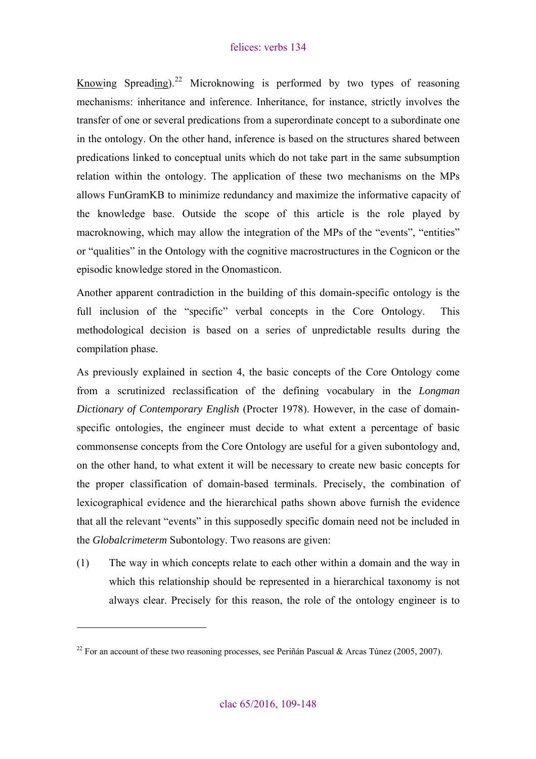Knowing Spreading).[22] Microknowing is performed by two types of reasoning mechanisms: inheritance and inference. Inheritance, for instance, strictly involves the transfer of one or several predications from a superordinate concept to a subordinate one in the ontology. On the other hand, inference is based on the structures shared between predications linked to conceptual units which do not take part in the same subsumption relation within the ontology. The application of these two mechanisms on the MPs allows FunGramKB to minimize redundancy and maximize the informative capacity of the knowledge base. Outside the scope of this article is the role played by macroknowing, which may allow the integration of the MPs of the "events", "entities" or "qualities" in the Ontology with the cognitive macrostructures in the Cognicon or the episodic knowledge stored in the Onomasticon.

Another apparent contradiction in the building of this domain-specific ontology is the full inclusion of the "specific" verbal concepts in the Core Ontology. This methodological decision is based on a series of unpredictable results during the compilation phase.

As previously explained in section 4, the basic concepts of the Core Ontology come from a scrutinized reclassification of the defining vocabulary in the *Longman Dictionary of Contemporary English* (Procter 1978). However, in the case of domain-specific ontologies, the engineer must decide to what extent a percentage of basic commonsense concepts from the Core Ontology are useful for a given subontology and, on the other hand, to what extent it will be necessary to create new basic concepts for the proper classification of domain-based terminals. Precisely, the combination of lexicographical evidence and the hierarchical paths shown above furnish the evidence that all the relevant "events" in this supposedly specific domain need not be included in the *Globalcrimeterm* Subontology. Two reasons are given:

(1) The way in which concepts relate to each other within a domain and the way in which this relationship should be represented in a hierarchical taxonomy is not always clear. Precisely for this reason, the role of the ontology engineer is to

---

[22] For an account of these two reasoning processes, see Periñán Pascual & Arcas Túnez (2005, 2007).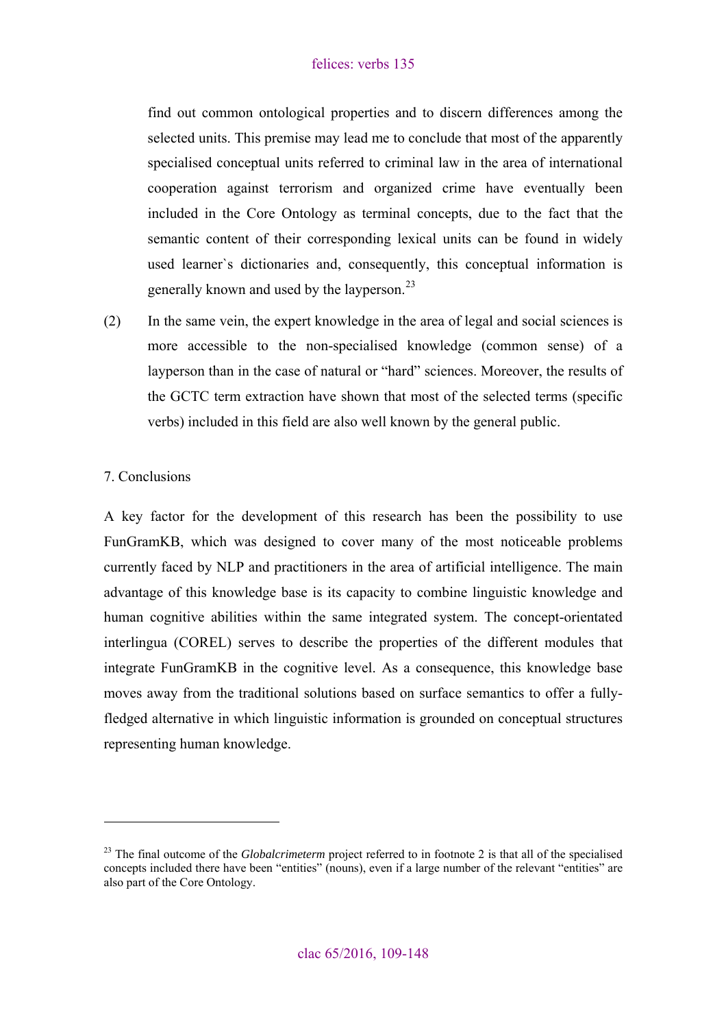find out common ontological properties and to discern differences among the selected units. This premise may lead me to conclude that most of the apparently specialised conceptual units referred to criminal law in the area of international cooperation against terrorism and organized crime have eventually been included in the Core Ontology as terminal concepts, due to the fact that the semantic content of their corresponding lexical units can be found in widely used learner`s dictionaries and, consequently, this conceptual information is generally known and used by the layperson.[23]

(2) In the same vein, the expert knowledge in the area of legal and social sciences is more accessible to the non-specialised knowledge (common sense) of a layperson than in the case of natural or "hard" sciences. Moreover, the results of the GCTC term extraction have shown that most of the selected terms (specific verbs) included in this field are also well known by the general public.

## 7. Conclusions

A key factor for the development of this research has been the possibility to use FunGramKB, which was designed to cover many of the most noticeable problems currently faced by NLP and practitioners in the area of artificial intelligence. The main advantage of this knowledge base is its capacity to combine linguistic knowledge and human cognitive abilities within the same integrated system. The concept-orientated interlingua (COREL) serves to describe the properties of the different modules that integrate FunGramKB in the cognitive level. As a consequence, this knowledge base moves away from the traditional solutions based on surface semantics to offer a fully-fledged alternative in which linguistic information is grounded on conceptual structures representing human knowledge.

---

[23] The final outcome of the *Globalcrimeterm* project referred to in footnote 2 is that all of the specialised concepts included there have been "entities" (nouns), even if a large number of the relevant "entities" are also part of the Core Ontology.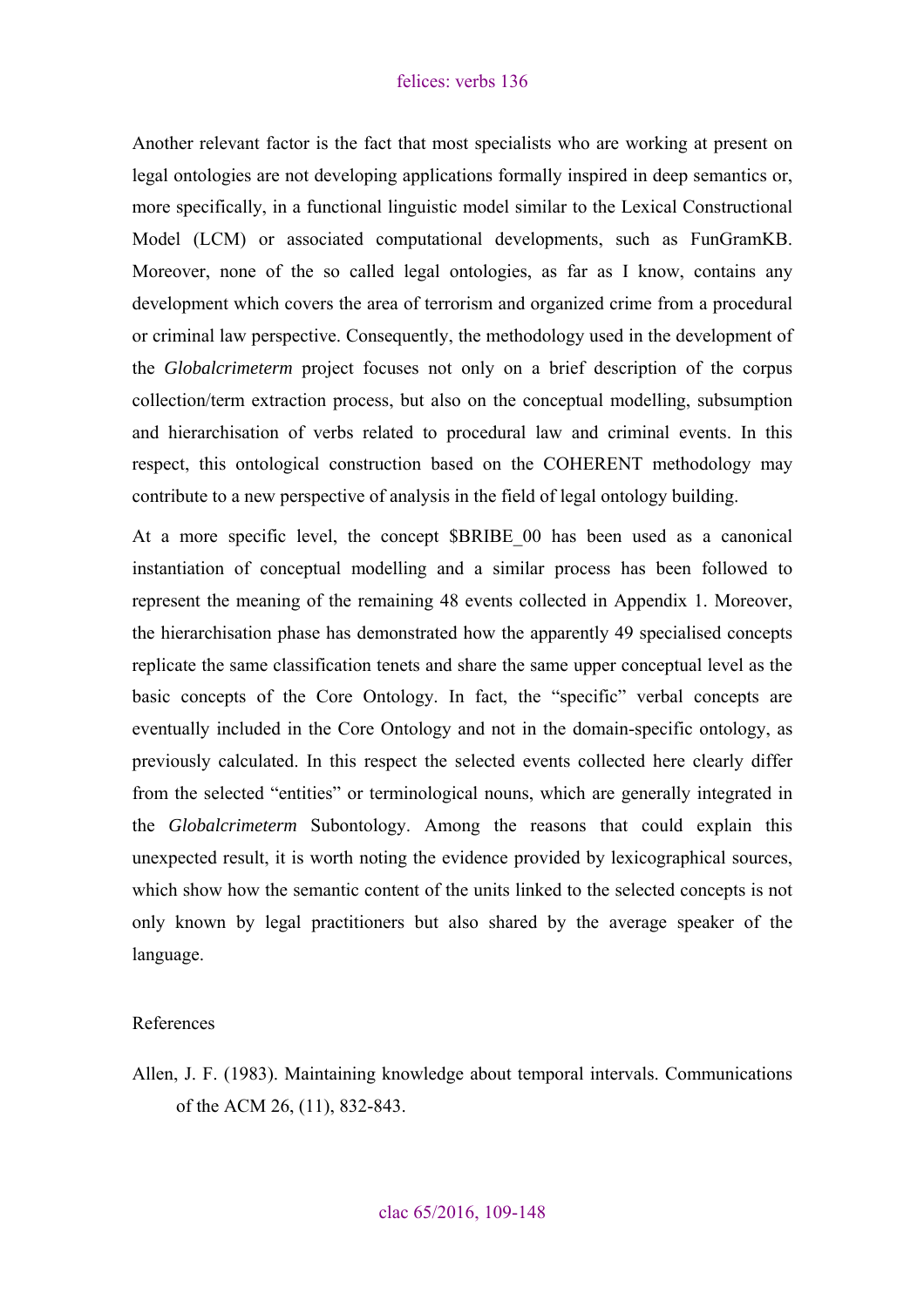Another relevant factor is the fact that most specialists who are working at present on legal ontologies are not developing applications formally inspired in deep semantics or, more specifically, in a functional linguistic model similar to the Lexical Constructional Model (LCM) or associated computational developments, such as FunGramKB. Moreover, none of the so called legal ontologies, as far as I know, contains any development which covers the area of terrorism and organized crime from a procedural or criminal law perspective. Consequently, the methodology used in the development of the *Globalcrimeterm* project focuses not only on a brief description of the corpus collection/term extraction process, but also on the conceptual modelling, subsumption and hierarchisation of verbs related to procedural law and criminal events. In this respect, this ontological construction based on the COHERENT methodology may contribute to a new perspective of analysis in the field of legal ontology building.

At a more specific level, the concept $BRIBE_00 has been used as a canonical instantiation of conceptual modelling and a similar process has been followed to represent the meaning of the remaining 48 events collected in Appendix 1. Moreover, the hierarchisation phase has demonstrated how the apparently 49 specialised concepts replicate the same classification tenets and share the same upper conceptual level as the basic concepts of the Core Ontology. In fact, the "specific" verbal concepts are eventually included in the Core Ontology and not in the domain-specific ontology, as previously calculated. In this respect the selected events collected here clearly differ from the selected "entities" or terminological nouns, which are generally integrated in the *Globalcrimeterm* Subontology. Among the reasons that could explain this unexpected result, it is worth noting the evidence provided by lexicographical sources, which show how the semantic content of the units linked to the selected concepts is not only known by legal practitioners but also shared by the average speaker of the language.

## References

Allen, J. F. (1983). Maintaining knowledge about temporal intervals. Communications of the ACM 26, (11), 832-843.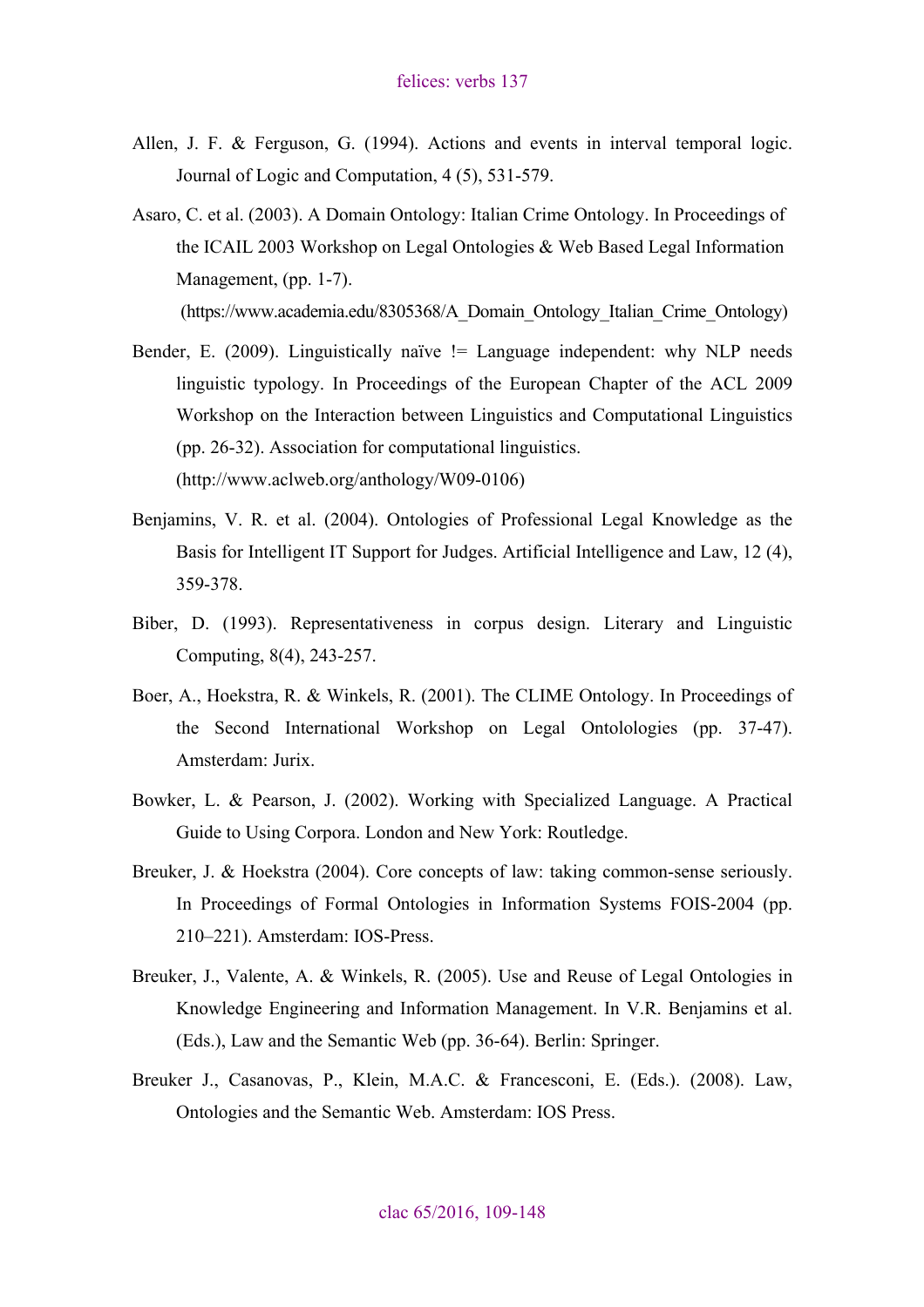Allen, J. F. & Ferguson, G. (1994). Actions and events in interval temporal logic. Journal of Logic and Computation, 4 (5), 531-579.

Asaro, C. et al. (2003). A Domain Ontology: Italian Crime Ontology. In Proceedings of the ICAIL 2003 Workshop on Legal Ontologies & Web Based Legal Information Management, (pp. 1-7). (https://www.academia.edu/8305368/A_Domain_Ontology_Italian_Crime_Ontology)

Bender, E. (2009). Linguistically naïve != Language independent: why NLP needs linguistic typology. In Proceedings of the European Chapter of the ACL 2009 Workshop on the Interaction between Linguistics and Computational Linguistics (pp. 26-32). Association for computational linguistics. (http://www.aclweb.org/anthology/W09-0106)

Benjamins, V. R. et al. (2004). Ontologies of Professional Legal Knowledge as the Basis for Intelligent IT Support for Judges. Artificial Intelligence and Law, 12 (4), 359-378.

Biber, D. (1993). Representativeness in corpus design. Literary and Linguistic Computing, 8(4), 243-257.

Boer, A., Hoekstra, R. & Winkels, R. (2001). The CLIME Ontology. In Proceedings of the Second International Workshop on Legal Ontolologies (pp. 37-47). Amsterdam: Jurix.

Bowker, L. & Pearson, J. (2002). Working with Specialized Language. A Practical Guide to Using Corpora. London and New York: Routledge.

Breuker, J. & Hoekstra (2004). Core concepts of law: taking common-sense seriously. In Proceedings of Formal Ontologies in Information Systems FOIS-2004 (pp. 210–221). Amsterdam: IOS-Press.

Breuker, J., Valente, A. & Winkels, R. (2005). Use and Reuse of Legal Ontologies in Knowledge Engineering and Information Management. In V.R. Benjamins et al. (Eds.), Law and the Semantic Web (pp. 36-64). Berlin: Springer.

Breuker J., Casanovas, P., Klein, M.A.C. & Francesconi, E. (Eds.). (2008). Law, Ontologies and the Semantic Web. Amsterdam: IOS Press.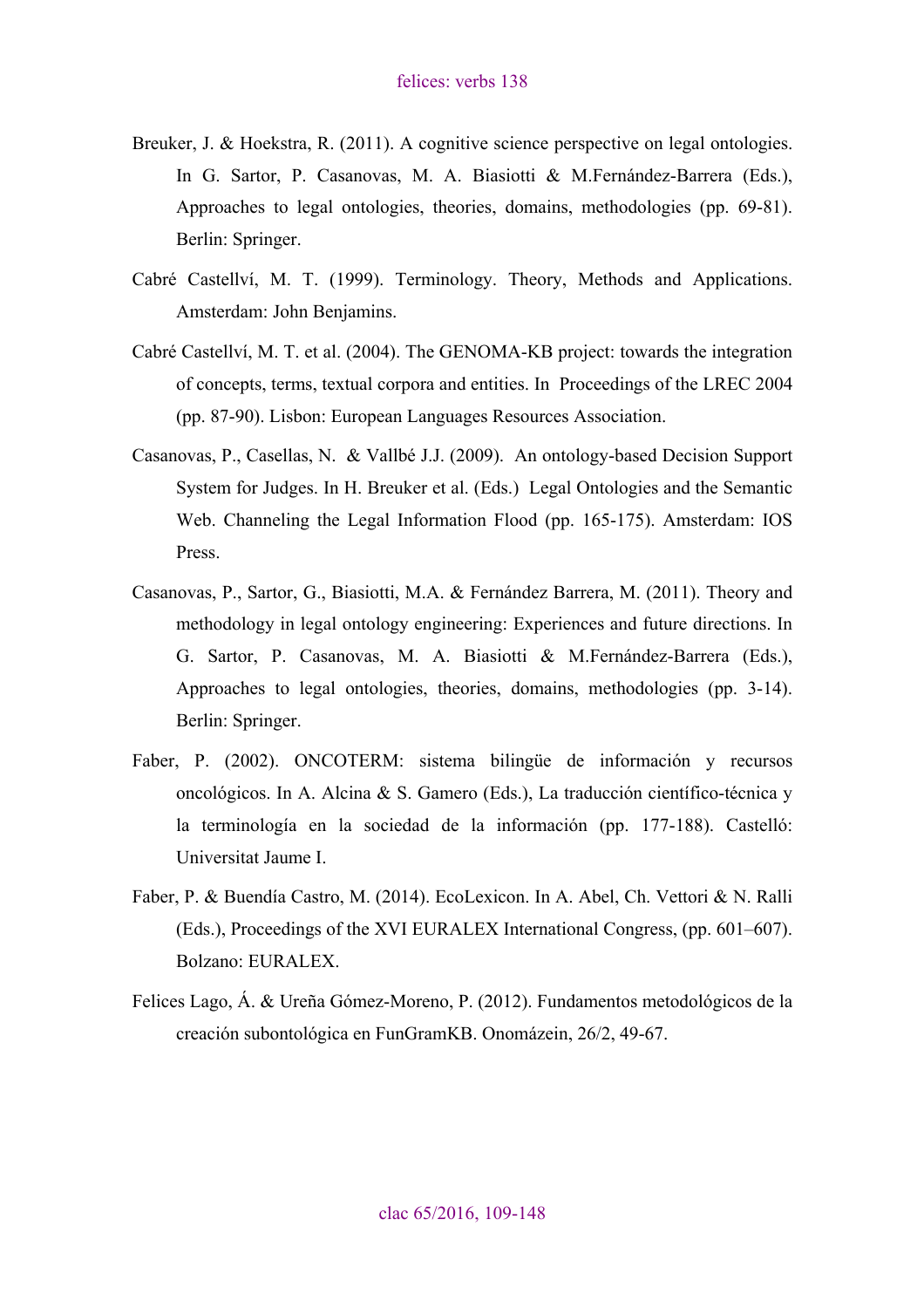Breuker, J. & Hoekstra, R. (2011). A cognitive science perspective on legal ontologies. In G. Sartor, P. Casanovas, M. A. Biasiotti & M.Fernández-Barrera (Eds.), Approaches to legal ontologies, theories, domains, methodologies (pp. 69-81). Berlin: Springer.

Cabré Castellví, M. T. (1999). Terminology. Theory, Methods and Applications. Amsterdam: John Benjamins.

Cabré Castellví, M. T. et al. (2004). The GENOMA-KB project: towards the integration of concepts, terms, textual corpora and entities. In Proceedings of the LREC 2004 (pp. 87-90). Lisbon: European Languages Resources Association.

Casanovas, P., Casellas, N. & Vallbé J.J. (2009). An ontology-based Decision Support System for Judges. In H. Breuker et al. (Eds.) Legal Ontologies and the Semantic Web. Channeling the Legal Information Flood (pp. 165-175). Amsterdam: IOS Press.

Casanovas, P., Sartor, G., Biasiotti, M.A. & Fernández Barrera, M. (2011). Theory and methodology in legal ontology engineering: Experiences and future directions. In G. Sartor, P. Casanovas, M. A. Biasiotti & M.Fernández-Barrera (Eds.), Approaches to legal ontologies, theories, domains, methodologies (pp. 3-14). Berlin: Springer.

Faber, P. (2002). ONCOTERM: sistema bilingüe de información y recursos oncológicos. In A. Alcina & S. Gamero (Eds.), La traducción científico-técnica y la terminología en la sociedad de la información (pp. 177-188). Castelló: Universitat Jaume I.

Faber, P. & Buendía Castro, M. (2014). EcoLexicon. In A. Abel, Ch. Vettori & N. Ralli (Eds.), Proceedings of the XVI EURALEX International Congress, (pp. 601–607). Bolzano: EURALEX.

Felices Lago, Á. & Ureña Gómez-Moreno, P. (2012). Fundamentos metodológicos de la creación subontológica en FunGramKB. Onomázein, 26/2, 49-67.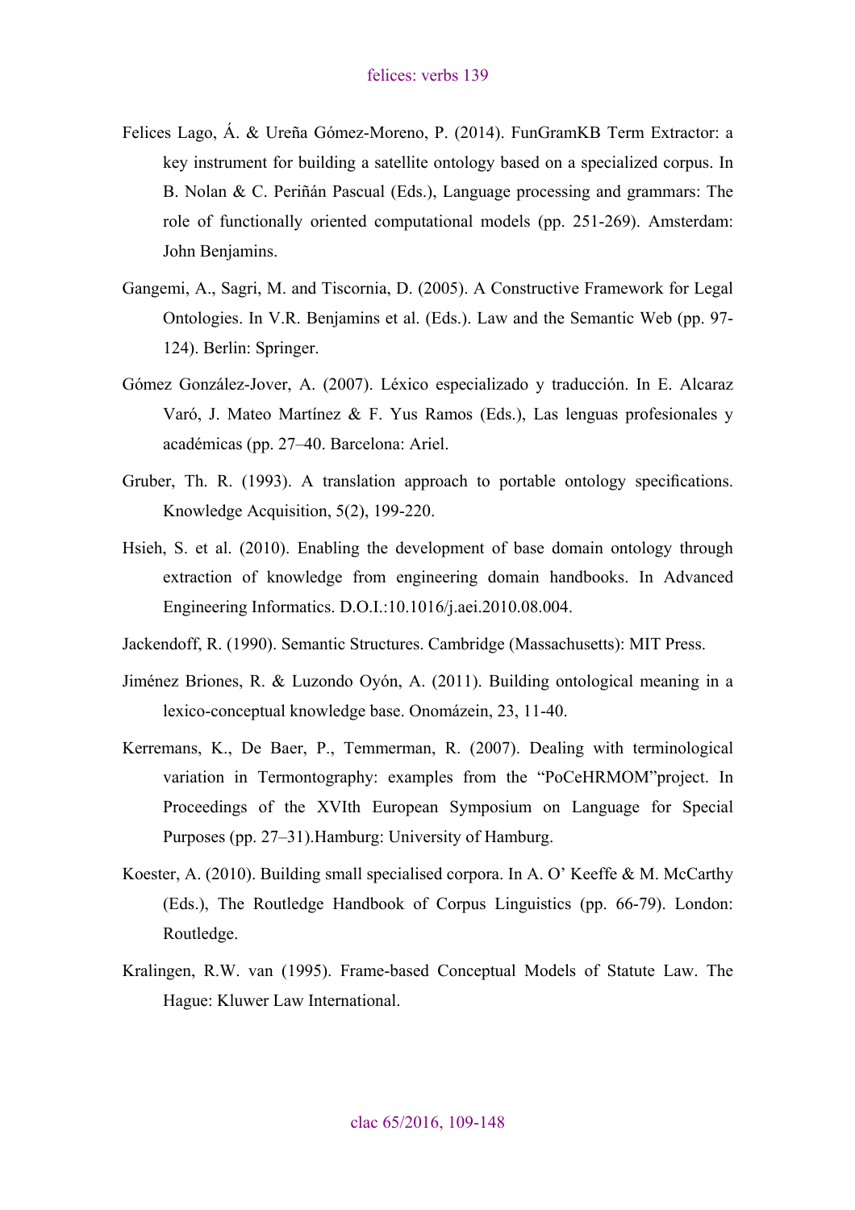Felices Lago, Á. & Ureña Gómez-Moreno, P. (2014). FunGramKB Term Extractor: a key instrument for building a satellite ontology based on a specialized corpus. In B. Nolan & C. Periñán Pascual (Eds.), Language processing and grammars: The role of functionally oriented computational models (pp. 251-269). Amsterdam: John Benjamins.

Gangemi, A., Sagri, M. and Tiscornia, D. (2005). A Constructive Framework for Legal Ontologies. In V.R. Benjamins et al. (Eds.). Law and the Semantic Web (pp. 97-124). Berlin: Springer.

Gómez González-Jover, A. (2007). Léxico especializado y traducción. In E. Alcaraz Varó, J. Mateo Martínez & F. Yus Ramos (Eds.), Las lenguas profesionales y académicas (pp. 27–40. Barcelona: Ariel.

Gruber, Th. R. (1993). A translation approach to portable ontology specifications. Knowledge Acquisition, 5(2), 199-220.

Hsieh, S. et al. (2010). Enabling the development of base domain ontology through extraction of knowledge from engineering domain handbooks. In Advanced Engineering Informatics. D.O.I.:10.1016/j.aei.2010.08.004.

Jackendoff, R. (1990). Semantic Structures. Cambridge (Massachusetts): MIT Press.

Jiménez Briones, R. & Luzondo Oyón, A. (2011). Building ontological meaning in a lexico-conceptual knowledge base. Onomázein, 23, 11-40.

Kerremans, K., De Baer, P., Temmerman, R. (2007). Dealing with terminological variation in Termontography: examples from the "PoCeHRMOM"project. In Proceedings of the XVIth European Symposium on Language for Special Purposes (pp. 27–31).Hamburg: University of Hamburg.

Koester, A. (2010). Building small specialised corpora. In A. O' Keeffe & M. McCarthy (Eds.), The Routledge Handbook of Corpus Linguistics (pp. 66-79). London: Routledge.

Kralingen, R.W. van (1995). Frame-based Conceptual Models of Statute Law. The Hague: Kluwer Law International.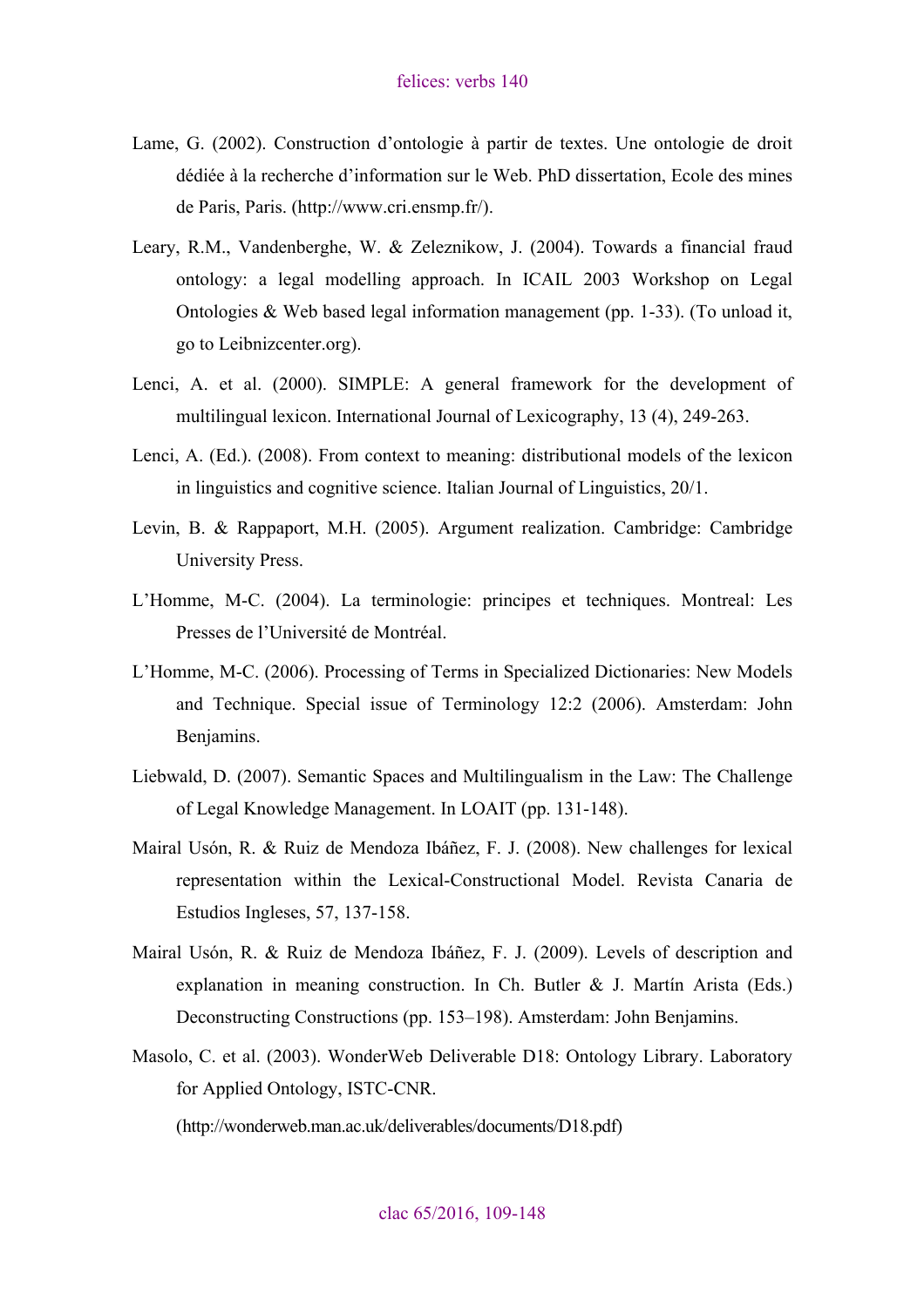Lame, G. (2002). Construction d'ontologie à partir de textes. Une ontologie de droit dédiée à la recherche d'information sur le Web. PhD dissertation, Ecole des mines de Paris, Paris. (http://www.cri.ensmp.fr/).

Leary, R.M., Vandenberghe, W. & Zeleznikow, J. (2004). Towards a financial fraud ontology: a legal modelling approach. In ICAIL 2003 Workshop on Legal Ontologies & Web based legal information management (pp. 1-33). (To unload it, go to Leibnizcenter.org).

Lenci, A. et al. (2000). SIMPLE: A general framework for the development of multilingual lexicon. International Journal of Lexicography, 13 (4), 249-263.

Lenci, A. (Ed.). (2008). From context to meaning: distributional models of the lexicon in linguistics and cognitive science. Italian Journal of Linguistics, 20/1.

Levin, B. & Rappaport, M.H. (2005). Argument realization. Cambridge: Cambridge University Press.

L'Homme, M-C. (2004). La terminologie: principes et techniques. Montreal: Les Presses de l'Université de Montréal.

L'Homme, M-C. (2006). Processing of Terms in Specialized Dictionaries: New Models and Technique. Special issue of Terminology 12:2 (2006). Amsterdam: John Benjamins.

Liebwald, D. (2007). Semantic Spaces and Multilingualism in the Law: The Challenge of Legal Knowledge Management. In LOAIT (pp. 131-148).

Mairal Usón, R. & Ruiz de Mendoza Ibáñez, F. J. (2008). New challenges for lexical representation within the Lexical-Constructional Model. Revista Canaria de Estudios Ingleses, 57, 137-158.

Mairal Usón, R. & Ruiz de Mendoza Ibáñez, F. J. (2009). Levels of description and explanation in meaning construction. In Ch. Butler & J. Martín Arista (Eds.) Deconstructing Constructions (pp. 153–198). Amsterdam: John Benjamins.

Masolo, C. et al. (2003). WonderWeb Deliverable D18: Ontology Library. Laboratory for Applied Ontology, ISTC-CNR.

(http://wonderweb.man.ac.uk/deliverables/documents/D18.pdf)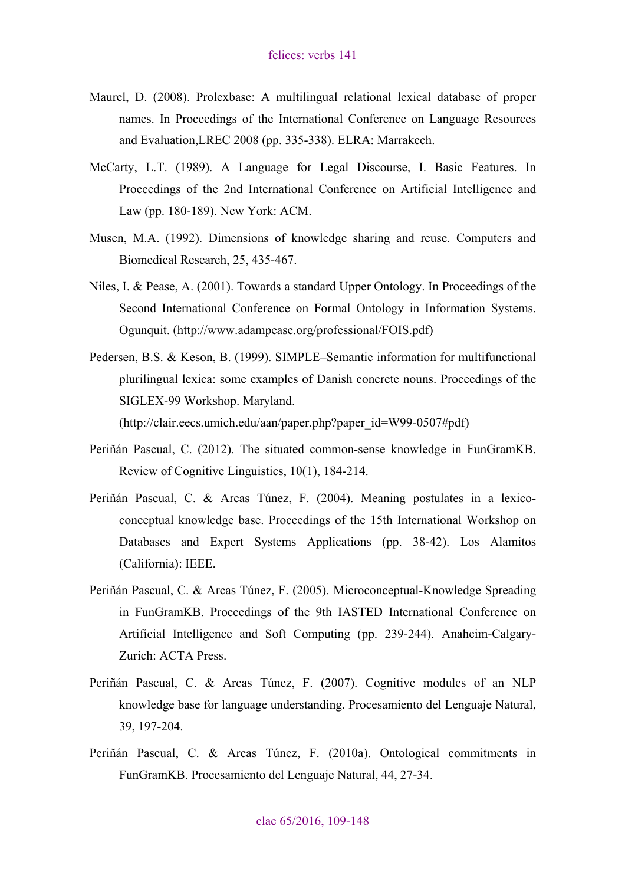Maurel, D. (2008). Prolexbase: A multilingual relational lexical database of proper names. In Proceedings of the International Conference on Language Resources and Evaluation,LREC 2008 (pp. 335-338). ELRA: Marrakech.

McCarty, L.T. (1989). A Language for Legal Discourse, I. Basic Features. In Proceedings of the 2nd International Conference on Artificial Intelligence and Law (pp. 180-189). New York: ACM.

Musen, M.A. (1992). Dimensions of knowledge sharing and reuse. Computers and Biomedical Research, 25, 435-467.

Niles, I. & Pease, A. (2001). Towards a standard Upper Ontology. In Proceedings of the Second International Conference on Formal Ontology in Information Systems. Ogunquit. (http://www.adampease.org/professional/FOIS.pdf)

Pedersen, B.S. & Keson, B. (1999). SIMPLE–Semantic information for multifunctional plurilingual lexica: some examples of Danish concrete nouns. Proceedings of the SIGLEX-99 Workshop. Maryland. (http://clair.eecs.umich.edu/aan/paper.php?paper_id=W99-0507#pdf)

Periñán Pascual, C. (2012). The situated common-sense knowledge in FunGramKB. Review of Cognitive Linguistics, 10(1), 184-214.

Periñán Pascual, C. & Arcas Túnez, F. (2004). Meaning postulates in a lexico-conceptual knowledge base. Proceedings of the 15th International Workshop on Databases and Expert Systems Applications (pp. 38-42). Los Alamitos (California): IEEE.

Periñán Pascual, C. & Arcas Túnez, F. (2005). Microconceptual-Knowledge Spreading in FunGramKB. Proceedings of the 9th IASTED International Conference on Artificial Intelligence and Soft Computing (pp. 239-244). Anaheim-Calgary-Zurich: ACTA Press.

Periñán Pascual, C. & Arcas Túnez, F. (2007). Cognitive modules of an NLP knowledge base for language understanding. Procesamiento del Lenguaje Natural, 39, 197-204.

Periñán Pascual, C. & Arcas Túnez, F. (2010a). Ontological commitments in FunGramKB. Procesamiento del Lenguaje Natural, 44, 27-34.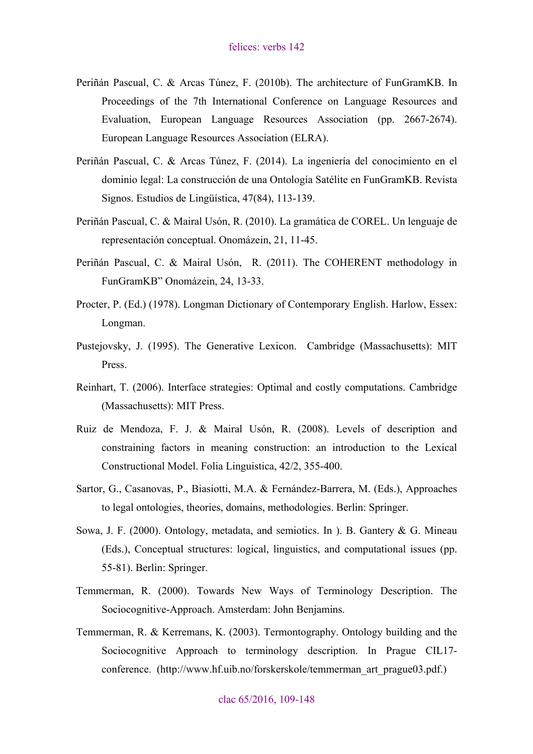Periñán Pascual, C. & Arcas Túnez, F. (2010b). The architecture of FunGramKB. In Proceedings of the 7th International Conference on Language Resources and Evaluation, European Language Resources Association (pp. 2667-2674). European Language Resources Association (ELRA).

Periñán Pascual, C. & Arcas Túnez, F. (2014). La ingeniería del conocimiento en el dominio legal: La construcción de una Ontología Satélite en FunGramKB. Revista Signos. Estudios de Lingüística, 47(84), 113-139.

Periñán Pascual, C. & Mairal Usón, R. (2010). La gramática de COREL. Un lenguaje de representación conceptual. Onomázein, 21, 11-45.

Periñán Pascual, C. & Mairal Usón, R. (2011). The COHERENT methodology in FunGramKB" Onomázein, 24, 13-33.

Procter, P. (Ed.) (1978). Longman Dictionary of Contemporary English. Harlow, Essex: Longman.

Pustejovsky, J. (1995). The Generative Lexicon. Cambridge (Massachusetts): MIT Press.

Reinhart, T. (2006). Interface strategies: Optimal and costly computations. Cambridge (Massachusetts): MIT Press.

Ruiz de Mendoza, F. J. & Mairal Usón, R. (2008). Levels of description and constraining factors in meaning construction: an introduction to the Lexical Constructional Model. Folia Linguistica, 42/2, 355-400.

Sartor, G., Casanovas, P., Biasiotti, M.A. & Fernández-Barrera, M. (Eds.), Approaches to legal ontologies, theories, domains, methodologies. Berlin: Springer.

Sowa, J. F. (2000). Ontology, metadata, and semiotics. In ). B. Gantery & G. Mineau (Eds.), Conceptual structures: logical, linguistics, and computational issues (pp. 55-81). Berlin: Springer.

Temmerman, R. (2000). Towards New Ways of Terminology Description. The Sociocognitive-Approach. Amsterdam: John Benjamins.

Temmerman, R. & Kerremans, K. (2003). Termontography. Ontology building and the Sociocognitive Approach to terminology description. In Prague CIL17-conference. (http://www.hf.uib.no/forskerskole/temmerman_art_prague03.pdf.)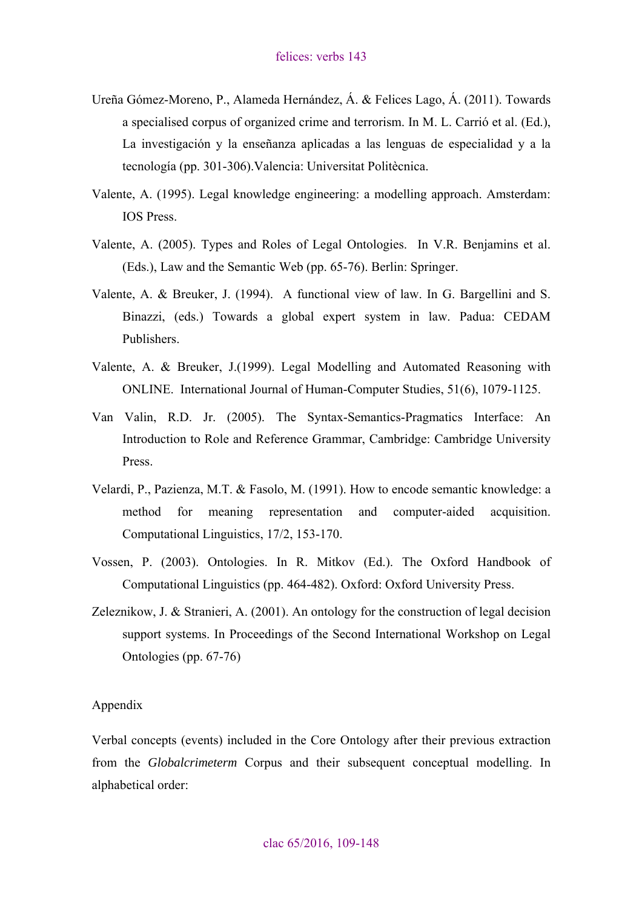Ureña Gómez-Moreno, P., Alameda Hernández, Á. & Felices Lago, Á. (2011). Towards a specialised corpus of organized crime and terrorism. In M. L. Carrió et al. (Ed.), La investigación y la enseñanza aplicadas a las lenguas de especialidad y a la tecnología (pp. 301-306).Valencia: Universitat Politècnica.

Valente, A. (1995). Legal knowledge engineering: a modelling approach. Amsterdam: IOS Press.

Valente, A. (2005). Types and Roles of Legal Ontologies. In V.R. Benjamins et al. (Eds.), Law and the Semantic Web (pp. 65-76). Berlin: Springer.

Valente, A. & Breuker, J. (1994). A functional view of law. In G. Bargellini and S. Binazzi, (eds.) Towards a global expert system in law. Padua: CEDAM Publishers.

Valente, A. & Breuker, J.(1999). Legal Modelling and Automated Reasoning with ONLINE. International Journal of Human-Computer Studies, 51(6), 1079-1125.

Van Valin, R.D. Jr. (2005). The Syntax-Semantics-Pragmatics Interface: An Introduction to Role and Reference Grammar, Cambridge: Cambridge University Press.

Velardi, P., Pazienza, M.T. & Fasolo, M. (1991). How to encode semantic knowledge: a method for meaning representation and computer-aided acquisition. Computational Linguistics, 17/2, 153-170.

Vossen, P. (2003). Ontologies. In R. Mitkov (Ed.). The Oxford Handbook of Computational Linguistics (pp. 464-482). Oxford: Oxford University Press.

Zeleznikow, J. & Stranieri, A. (2001). An ontology for the construction of legal decision support systems. In Proceedings of the Second International Workshop on Legal Ontologies (pp. 67-76)

## Appendix

Verbal concepts (events) included in the Core Ontology after their previous extraction from the *Globalcrimeterm* Corpus and their subsequent conceptual modelling. In alphabetical order: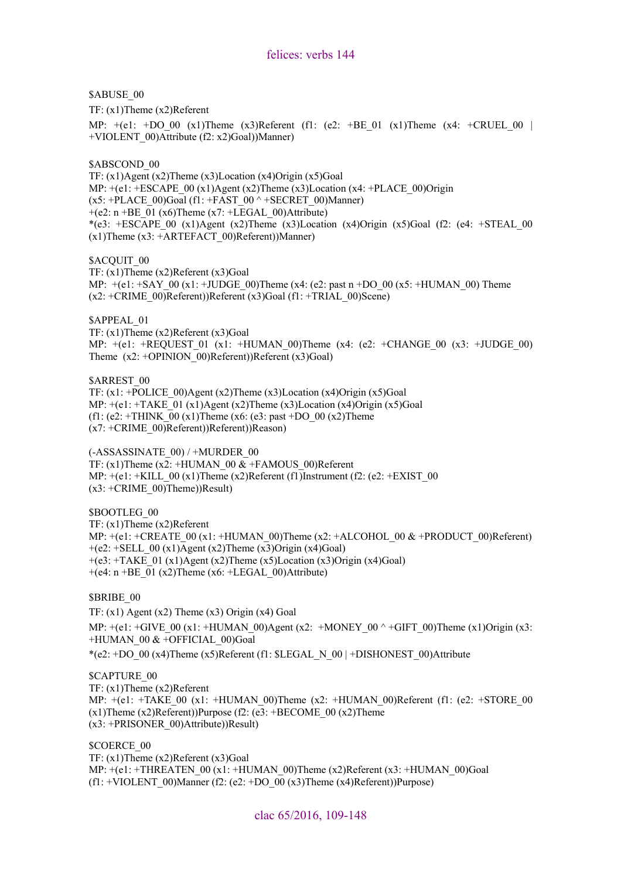$ABUSE_00

TF: (x1)Theme (x2)Referent

MP: +(e1: +DO_00 (x1)Theme (x3)Referent (f1: (e2: +BE_01 (x1)Theme (x4: +CRUEL_00 | +VIOLENT_00)Attribute (f2: x2)Goal))Manner)

$ABSCOND_00

TF: (x1)Agent (x2)Theme (x3)Location (x4)Origin (x5)Goal

MP: +(e1: +ESCAPE_00 (x1)Agent (x2)Theme (x3)Location (x4: +PLACE_00)Origin (x5: +PLACE_00)Goal (f1: +FAST_00 ^ +SECRET_00)Manner)
+(e2: n +BE_01 (x6)Theme (x7: +LEGAL_00)Attribute)
*(e3: +ESCAPE_00 (x1)Agent (x2)Theme (x3)Location (x4)Origin (x5)Goal (f2: (e4: +STEAL_00 (x1)Theme (x3: +ARTEFACT_00)Referent))Manner)

$ACQUIT_00

TF: (x1)Theme (x2)Referent (x3)Goal

MP: +(e1: +SAY_00 (x1: +JUDGE_00)Theme (x4: (e2: past n +DO_00 (x5: +HUMAN_00) Theme (x2: +CRIME_00)Referent))Referent (x3)Goal (f1: +TRIAL_00)Scene)

$APPEAL_01

TF: (x1)Theme (x2)Referent (x3)Goal

MP: +(e1: +REQUEST_01 (x1: +HUMAN_00)Theme (x4: (e2: +CHANGE_00 (x3: +JUDGE_00) Theme (x2: +OPINION_00)Referent))Referent (x3)Goal)

$ARREST_00

TF: (x1: +POLICE_00)Agent (x2)Theme (x3)Location (x4)Origin (x5)Goal

MP: +(e1: +TAKE_01 (x1)Agent (x2)Theme (x3)Location (x4)Origin (x5)Goal (f1: (e2: +THINK_00 (x1)Theme (x6: (e3: past +DO_00 (x2)Theme (x7: +CRIME_00)Referent))Referent))Reason)

(-ASSASSINATE_00) / +MURDER_00

TF: (x1)Theme (x2: +HUMAN_00 & +FAMOUS_00)Referent

MP: +(e1: +KILL_00 (x1)Theme (x2)Referent (f1)Instrument (f2: (e2: +EXIST_00 (x3: +CRIME_00)Theme))Result)

$BOOTLEG_00

TF: (x1)Theme (x2)Referent

MP: +(e1: +CREATE_00 (x1: +HUMAN_00)Theme (x2: +ALCOHOL_00 & +PRODUCT_00)Referent)
+(e2: +SELL_00 (x1)Agent (x2)Theme (x3)Origin (x4)Goal)
+(e3: +TAKE_01 (x1)Agent (x2)Theme (x5)Location (x3)Origin (x4)Goal)
+(e4: n +BE_01 (x2)Theme (x6: +LEGAL_00)Attribute)

$BRIBE_00

TF: (x1) Agent (x2) Theme (x3) Origin (x4) Goal

MP: +(e1: +GIVE_00 (x1: +HUMAN_00)Agent (x2: +MONEY_00 ^ +GIFT_00)Theme (x1)Origin (x3: +HUMAN_00 & +OFFICIAL_00)Goal

*(e2: +DO_00 (x4)Theme (x5)Referent (f1: $LEGAL_N_00 | +DISHONEST_00)Attribute

$CAPTURE_00

TF: (x1)Theme (x2)Referent

MP: +(e1: +TAKE_00 (x1: +HUMAN_00)Theme (x2: +HUMAN_00)Referent (f1: (e2: +STORE_00 (x1)Theme (x2)Referent))Purpose (f2: (e3: +BECOME_00 (x2)Theme (x3: +PRISONER_00)Attribute))Result)

$COERCE_00

TF: (x1)Theme (x2)Referent (x3)Goal

MP: +(e1: +THREATEN_00 (x1: +HUMAN_00)Theme (x2)Referent (x3: +HUMAN_00)Goal (f1: +VIOLENT_00)Manner (f2: (e2: +DO_00 (x3)Theme (x4)Referent))Purpose)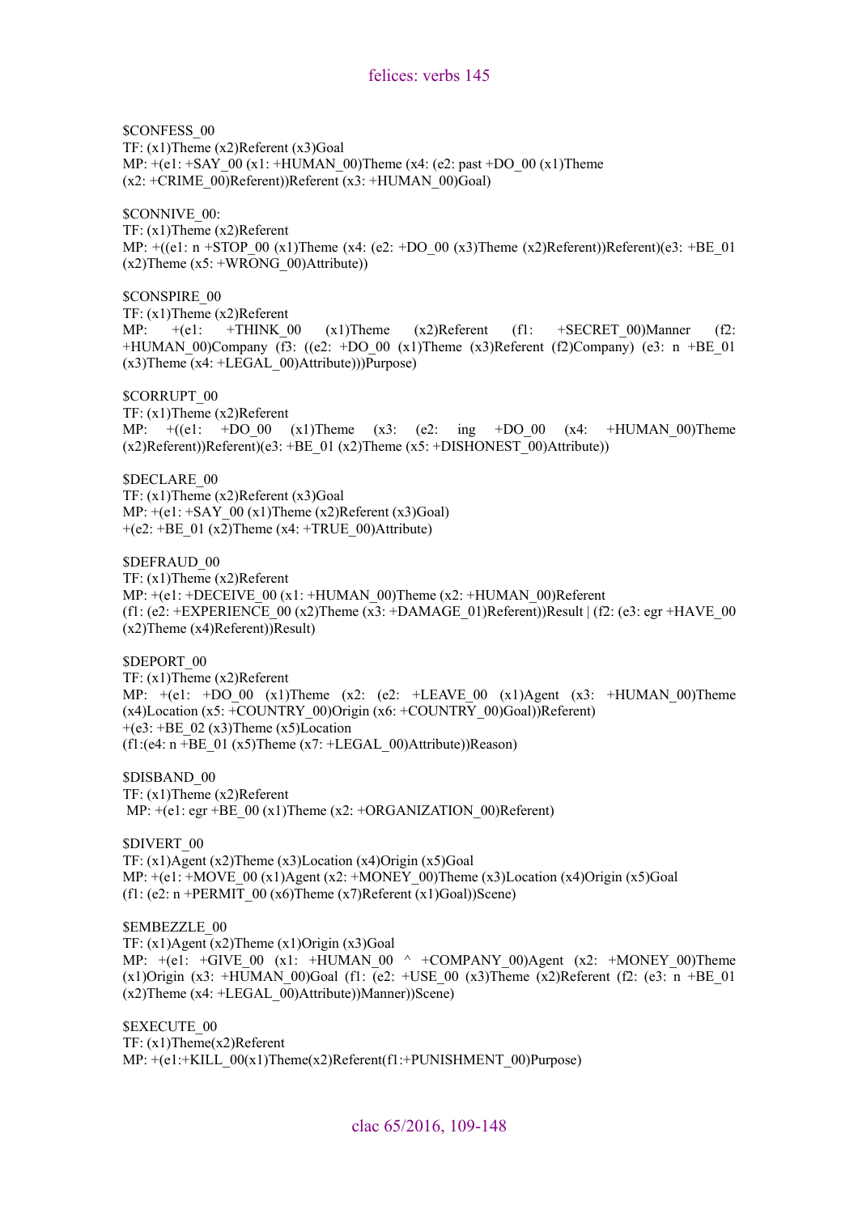$CONFESS_00
TF: (x1)Theme (x2)Referent (x3)Goal
MP: +(e1: +SAY_00 (x1: +HUMAN_00)Theme (x4: (e2: past +DO_00 (x1)Theme (x2: +CRIME_00)Referent))Referent (x3: +HUMAN_00)Goal)

$CONNIVE_00:
TF: (x1)Theme (x2)Referent
MP: +((e1: n +STOP_00 (x1)Theme (x4: (e2: +DO_00 (x3)Theme (x2)Referent))Referent)(e3: +BE_01 (x2)Theme (x5: +WRONG_00)Attribute))

$CONSPIRE_00
TF: (x1)Theme (x2)Referent
MP: +(e1: +THINK_00 (x1)Theme (x2)Referent (f1: +SECRET_00)Manner (f2: +HUMAN_00)Company (f3: ((e2: +DO_00 (x1)Theme (x3)Referent (f2)Company) (e3: n +BE_01 (x3)Theme (x4: +LEGAL_00)Attribute)))Purpose)

$CORRUPT_00
TF: (x1)Theme (x2)Referent
MP: +((e1: +DO_00 (x1)Theme (x3: (e2: ing +DO_00 (x4: +HUMAN_00)Theme (x2)Referent))Referent)(e3: +BE_01 (x2)Theme (x5: +DISHONEST_00)Attribute))

$DECLARE_00
TF: (x1)Theme (x2)Referent (x3)Goal
MP: +(e1: +SAY_00 (x1)Theme (x2)Referent (x3)Goal)
+(e2: +BE_01 (x2)Theme (x4: +TRUE_00)Attribute)

$DEFRAUD_00
TF: (x1)Theme (x2)Referent
MP: +(e1: +DECEIVE_00 (x1: +HUMAN_00)Theme (x2: +HUMAN_00)Referent
(f1: (e2: +EXPERIENCE_00 (x2)Theme (x3: +DAMAGE_01)Referent))Result | (f2: (e3: egr +HAVE_00 (x2)Theme (x4)Referent))Result)

$DEPORT_00
TF: (x1)Theme (x2)Referent
MP: +(e1: +DO_00 (x1)Theme (x2: (e2: +LEAVE_00 (x1)Agent (x3: +HUMAN_00)Theme (x4)Location (x5: +COUNTRY_00)Origin (x6: +COUNTRY_00)Goal))Referent)
+(e3: +BE_02 (x3)Theme (x5)Location
(f1:(e4: n +BE_01 (x5)Theme (x7: +LEGAL_00)Attribute))Reason)

$DISBAND_00
TF: (x1)Theme (x2)Referent
MP: +(e1: egr +BE_00 (x1)Theme (x2: +ORGANIZATION_00)Referent)

$DIVERT_00
TF: (x1)Agent (x2)Theme (x3)Location (x4)Origin (x5)Goal
MP: +(e1: +MOVE_00 (x1)Agent (x2: +MONEY_00)Theme (x3)Location (x4)Origin (x5)Goal
(f1: (e2: n +PERMIT_00 (x6)Theme (x7)Referent (x1)Goal))Scene)

$EMBEZZLE_00
TF: (x1)Agent (x2)Theme (x1)Origin (x3)Goal
MP: +(e1: +GIVE_00 (x1: +HUMAN_00 ^ +COMPANY_00)Agent (x2: +MONEY_00)Theme (x1)Origin (x3: +HUMAN_00)Goal (f1: (e2: +USE_00 (x3)Theme (x2)Referent (f2: (e3: n +BE_01 (x2)Theme (x4: +LEGAL_00)Attribute))Manner))Scene)

$EXECUTE_00
TF: (x1)Theme(x2)Referent
MP: +(e1:+KILL_00(x1)Theme(x2)Referent(f1:+PUNISHMENT_00)Purpose)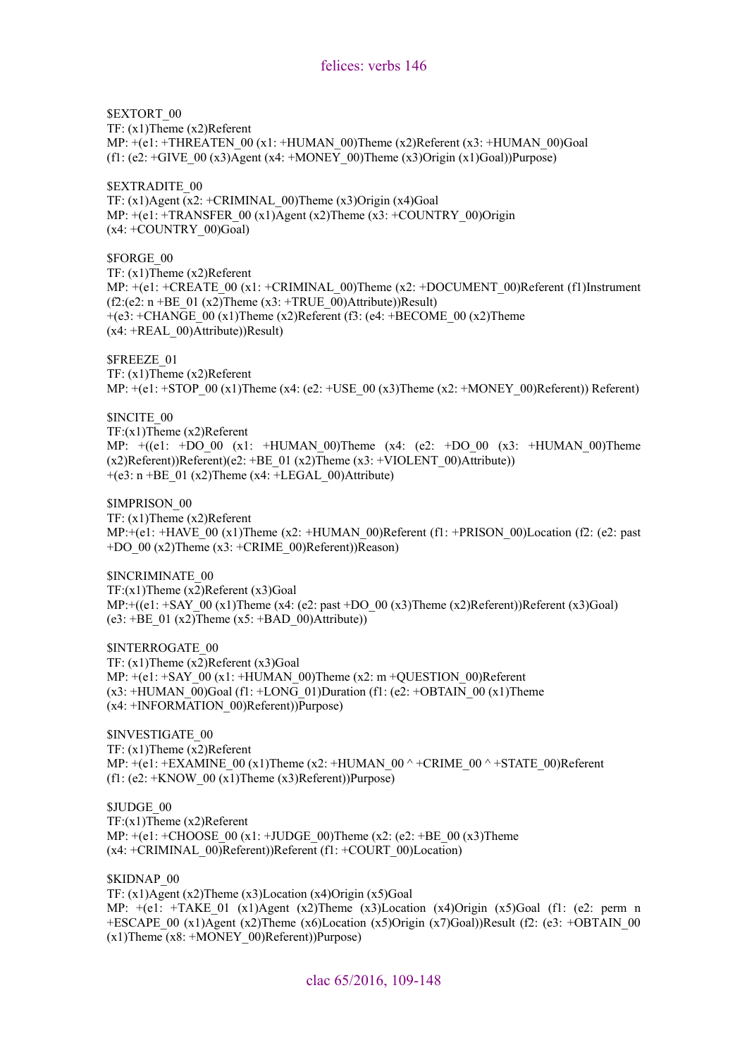$EXTORT_00
TF: (x1)Theme (x2)Referent
MP: +(e1: +THREATEN_00 (x1: +HUMAN_00)Theme (x2)Referent (x3: +HUMAN_00)Goal
(f1: (e2: +GIVE_00 (x3)Agent (x4: +MONEY_00)Theme (x3)Origin (x1)Goal))Purpose)

$EXTRADITE_00
TF: (x1)Agent (x2: +CRIMINAL_00)Theme (x3)Origin (x4)Goal
MP: +(e1: +TRANSFER_00 (x1)Agent (x2)Theme (x3: +COUNTRY_00)Origin
(x4: +COUNTRY_00)Goal)

$FORGE_00
TF: (x1)Theme (x2)Referent
MP: +(e1: +CREATE_00 (x1: +CRIMINAL_00)Theme (x2: +DOCUMENT_00)Referent (f1)Instrument
(f2:(e2: n +BE_01 (x2)Theme (x3: +TRUE_00)Attribute))Result)
+(e3: +CHANGE_00 (x1)Theme (x2)Referent (f3: (e4: +BECOME_00 (x2)Theme
(x4: +REAL_00)Attribute))Result)

$FREEZE_01
TF: (x1)Theme (x2)Referent
MP: +(e1: +STOP_00 (x1)Theme (x4: (e2: +USE_00 (x3)Theme (x2: +MONEY_00)Referent)) Referent)

$INCITE_00
TF:(x1)Theme (x2)Referent
MP: +((e1: +DO_00 (x1: +HUMAN_00)Theme (x4: (e2: +DO_00 (x3: +HUMAN_00)Theme
(x2)Referent))Referent)(e2: +BE_01 (x2)Theme (x3: +VIOLENT_00)Attribute))
+(e3: n +BE_01 (x2)Theme (x4: +LEGAL_00)Attribute)

$IMPRISON_00
TF: (x1)Theme (x2)Referent
MP:+(e1: +HAVE_00 (x1)Theme (x2: +HUMAN_00)Referent (f1: +PRISON_00)Location (f2: (e2: past
+DO_00 (x2)Theme (x3: +CRIME_00)Referent))Reason)

$INCRIMINATE_00
TF:(x1)Theme (x2)Referent (x3)Goal
MP:+((e1: +SAY_00 (x1)Theme (x4: (e2: past +DO_00 (x3)Theme (x2)Referent))Referent (x3)Goal)
(e3: +BE_01 (x2)Theme (x5: +BAD_00)Attribute))

$INTERROGATE_00
TF: (x1)Theme (x2)Referent (x3)Goal
MP: +(e1: +SAY_00 (x1: +HUMAN_00)Theme (x2: m +QUESTION_00)Referent
(x3: +HUMAN_00)Goal (f1: +LONG_01)Duration (f1: (e2: +OBTAIN_00 (x1)Theme
(x4: +INFORMATION_00)Referent))Purpose)

$INVESTIGATE_00
TF: (x1)Theme (x2)Referent
MP: +(e1: +EXAMINE_00 (x1)Theme (x2: +HUMAN_00 ^ +CRIME_00 ^ +STATE_00)Referent
(f1: (e2: +KNOW_00 (x1)Theme (x3)Referent))Purpose)

$JUDGE_00
TF:(x1)Theme (x2)Referent
MP: +(e1: +CHOOSE_00 (x1: +JUDGE_00)Theme (x2: (e2: +BE_00 (x3)Theme
(x4: +CRIMINAL_00)Referent))Referent (f1: +COURT_00)Location)

$KIDNAP_00
TF: (x1)Agent (x2)Theme (x3)Location (x4)Origin (x5)Goal
MP: +(e1: +TAKE_01 (x1)Agent (x2)Theme (x3)Location (x4)Origin (x5)Goal (f1: (e2: perm n
+ESCAPE_00 (x1)Agent (x2)Theme (x6)Location (x5)Origin (x7)Goal))Result (f2: (e3: +OBTAIN_00
(x1)Theme (x8: +MONEY_00)Referent))Purpose)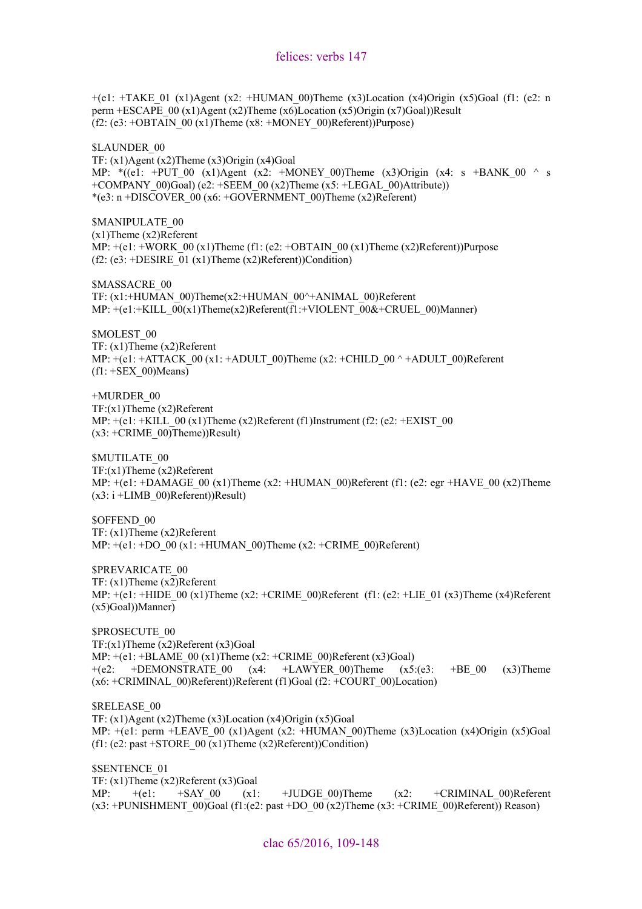+(e1: +TAKE_01 (x1)Agent (x2: +HUMAN_00)Theme (x3)Location (x4)Origin (x5)Goal (f1: (e2: n perm +ESCAPE_00 (x1)Agent (x2)Theme (x6)Location (x5)Origin (x7)Goal))Result (f2: (e3: +OBTAIN_00 (x1)Theme (x8: +MONEY_00)Referent))Purpose)

$LAUNDER_00
TF: (x1)Agent (x2)Theme (x3)Origin (x4)Goal
MP: *((e1: +PUT_00 (x1)Agent (x2: +MONEY_00)Theme (x3)Origin (x4: s +BANK_00 ^ s +COMPANY_00)Goal) (e2: +SEEM_00 (x2)Theme (x5: +LEGAL_00)Attribute))
*(e3: n +DISCOVER_00 (x6: +GOVERNMENT_00)Theme (x2)Referent)

$MANIPULATE_00
(x1)Theme (x2)Referent
MP: +(e1: +WORK_00 (x1)Theme (f1: (e2: +OBTAIN_00 (x1)Theme (x2)Referent))Purpose (f2: (e3: +DESIRE_01 (x1)Theme (x2)Referent))Condition)

$MASSACRE_00
TF: (x1:+HUMAN_00)Theme(x2:+HUMAN_00^+ANIMAL_00)Referent
MP: +(e1:+KILL_00(x1)Theme(x2)Referent(f1:+VIOLENT_00&+CRUEL_00)Manner)

$MOLEST_00
TF: (x1)Theme (x2)Referent
MP: +(e1: +ATTACK_00 (x1: +ADULT_00)Theme (x2: +CHILD_00 ^ +ADULT_00)Referent (f1: +SEX_00)Means)

+MURDER_00
TF:(x1)Theme (x2)Referent
MP: +(e1: +KILL_00 (x1)Theme (x2)Referent (f1)Instrument (f2: (e2: +EXIST_00 (x3: +CRIME_00)Theme))Result)

$MUTILATE_00
TF:(x1)Theme (x2)Referent
MP: +(e1: +DAMAGE_00 (x1)Theme (x2: +HUMAN_00)Referent (f1: (e2: egr +HAVE_00 (x2)Theme (x3: i +LIMB_00)Referent))Result)

$OFFEND_00
TF: (x1)Theme (x2)Referent
MP: +(e1: +DO_00 (x1: +HUMAN_00)Theme (x2: +CRIME_00)Referent)

$PREVARICATE_00
TF: (x1)Theme (x2)Referent
MP: +(e1: +HIDE_00 (x1)Theme (x2: +CRIME_00)Referent (f1: (e2: +LIE_01 (x3)Theme (x4)Referent (x5)Goal))Manner)

$PROSECUTE_00
TF:(x1)Theme (x2)Referent (x3)Goal
MP: +(e1: +BLAME_00 (x1)Theme (x2: +CRIME_00)Referent (x3)Goal)
+(e2: +DEMONSTRATE_00 (x4: +LAWYER_00)Theme (x5:(e3: +BE_00 (x3)Theme (x6: +CRIMINAL_00)Referent))Referent (f1)Goal (f2: +COURT_00)Location)

$RELEASE_00
TF: (x1)Agent (x2)Theme (x3)Location (x4)Origin (x5)Goal
MP: +(e1: perm +LEAVE_00 (x1)Agent (x2: +HUMAN_00)Theme (x3)Location (x4)Origin (x5)Goal (f1: (e2: past +STORE_00 (x1)Theme (x2)Referent))Condition)

$SENTENCE_01
TF: (x1)Theme (x2)Referent (x3)Goal
MP: +(e1: +SAY_00 (x1: +JUDGE_00)Theme (x2: +CRIMINAL_00)Referent (x3: +PUNISHMENT_00)Goal (f1:(e2: past +DO_00 (x2)Theme (x3: +CRIME_00)Referent)) Reason)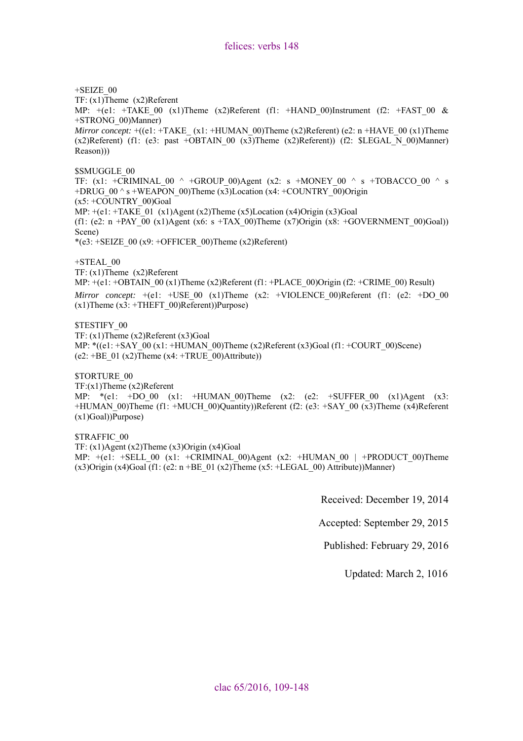+SEIZE_00
TF: (x1)Theme (x2)Referent
MP: +(e1: +TAKE_00 (x1)Theme (x2)Referent (f1: +HAND_00)Instrument (f2: +FAST_00 & +STRONG_00)Manner)
*Mirror concept:* +((e1: +TAKE_ (x1: +HUMAN_00)Theme (x2)Referent) (e2: n +HAVE_00 (x1)Theme (x2)Referent) (f1: (e3: past +OBTAIN_00 (x3)Theme (x2)Referent)) (f2: $LEGAL_N_00)Manner) Reason)))

$SMUGGLE_00
TF: (x1: +CRIMINAL_00 ^ +GROUP_00)Agent (x2: s +MONEY_00 ^ s +TOBACCO_00 ^ s +DRUG_00 ^ s +WEAPON_00)Theme (x3)Location (x4: +COUNTRY_00)Origin (x5: +COUNTRY_00)Goal
MP: +(e1: +TAKE_01 (x1)Agent (x2)Theme (x5)Location (x4)Origin (x3)Goal (f1: (e2: n +PAY_00 (x1)Agent (x6: s +TAX_00)Theme (x7)Origin (x8: +GOVERNMENT_00)Goal)) Scene)
*(e3: +SEIZE_00 (x9: +OFFICER_00)Theme (x2)Referent)

+STEAL_00
TF: (x1)Theme (x2)Referent
MP: +(e1: +OBTAIN_00 (x1)Theme (x2)Referent (f1: +PLACE_00)Origin (f2: +CRIME_00) Result)
*Mirror concept:* +(e1: +USE_00 (x1)Theme (x2: +VIOLENCE_00)Referent (f1: (e2: +DO_00 (x1)Theme (x3: +THEFT_00)Referent))Purpose)

$TESTIFY_00
TF: (x1)Theme (x2)Referent (x3)Goal
MP: *((e1: +SAY_00 (x1: +HUMAN_00)Theme (x2)Referent (x3)Goal (f1: +COURT_00)Scene) (e2: +BE_01 (x2)Theme (x4: +TRUE_00)Attribute))

$TORTURE_00
TF:(x1)Theme (x2)Referent
MP: *(e1: +DO_00 (x1: +HUMAN_00)Theme (x2: (e2: +SUFFER_00 (x1)Agent (x3: +HUMAN_00)Theme (f1: +MUCH_00)Quantity))Referent (f2: (e3: +SAY_00 (x3)Theme (x4)Referent (x1)Goal))Purpose)

$TRAFFIC_00
TF: (x1)Agent (x2)Theme (x3)Origin (x4)Goal
MP: +(e1: +SELL_00 (x1: +CRIMINAL_00)Agent (x2: +HUMAN_00 | +PRODUCT_00)Theme (x3)Origin (x4)Goal (f1: (e2: n +BE_01 (x2)Theme (x5: +LEGAL_00) Attribute))Manner)

Received: December 19, 2014

Accepted: September 29, 2015

Published: February 29, 2016

Updated: March 2, 1016